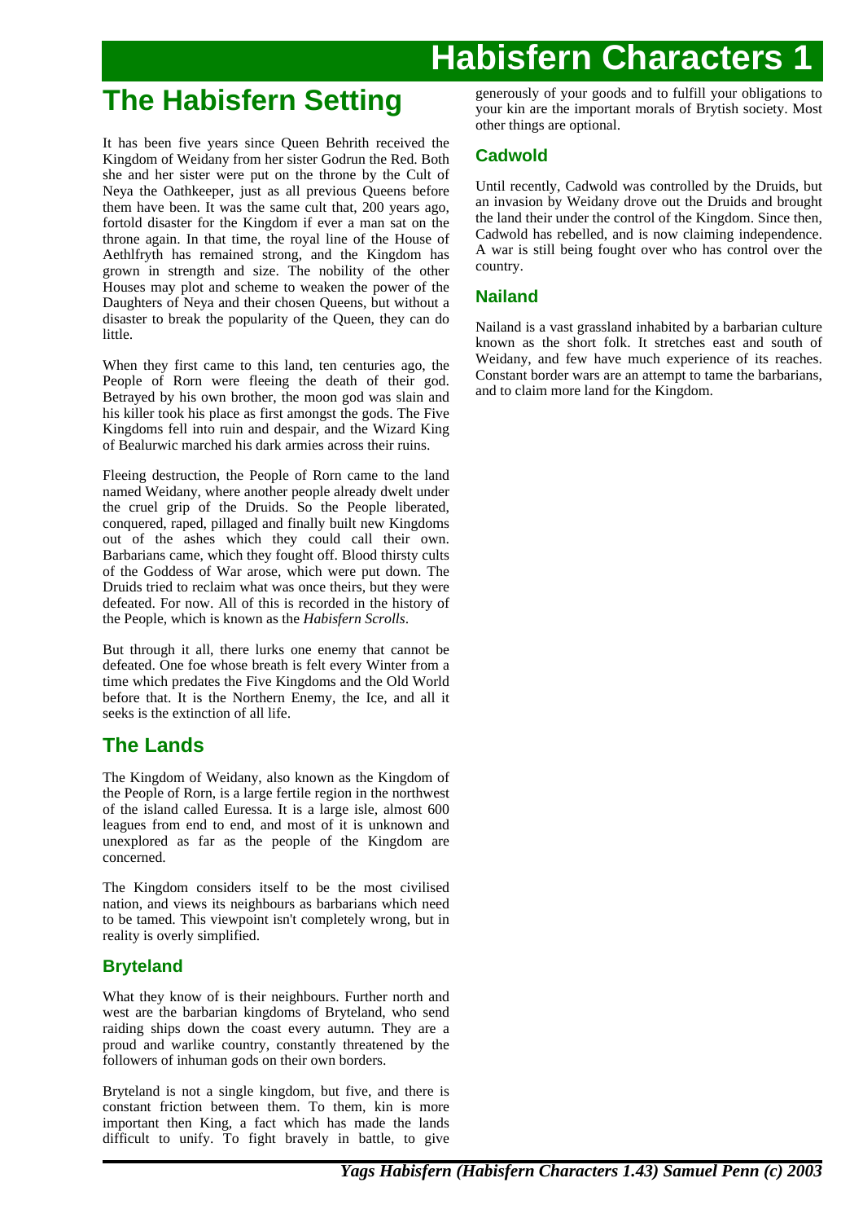# Habisfern Characters 1

## The Habisfern Setting

It has been five years since Queen Behrith received the Kingdom of Weidany from her sister Godrun the Red. Both she and her sister were put on the throne by the Cult of Neya the Oathkeeper, just as all previous Queens before them have been. It was the same cult that, 200 years ago, fortold disaster for the Kingdom if ever a man sat on the throne again. In that time, the royal line of the House of Aethlfryth has remained strong, and the Kingdom has grown in strength and size. The nobility of the other Houses may plot and scheme to weaken the power of the Daughters of Neya and their chosen Queens, but without a disaster to break the popularity of the Queen, they can do little.

When they first came to this land, ten centuries ago, the People of Rorn were fleeing the death of their god. Betrayed by his own brother, the moon god was slain and his killer took his place as first amongst the gods. The Five Kingdoms fell into ruin and despair, and the Wizard King of Bealurwic marched his dark armies across their ruins.

Fleeing destruction, the People of Rorn came to the land named Weidany, where another people already dwelt under the cruel grip of the Druids. So the People liberated, conquered, raped, pillaged and finally built new Kingdoms out of the ashes which they could call their own. Barbarians came, which they fought off. Blood thirsty cults of the Goddess of War arose, which were put down. The Druids tried to reclaim what was once theirs, but they were defeated. For now. All of this is recorded in the history of the People, which is known as the *Habisfern Scrolls*.

But through it all, there lurks one enemy that cannot be defeated. One foe whose breath is felt every Winter from a time which predates the Five Kingdoms and the Old World before that. It is the Northern Enemy, the Ice, and all it seeks is the extinction of all life.

## The Lands

The Kingdom of Weidany, also known as the Kingdom of the People of Rorn, is a large fertile region in the northwest of the island called Euressa. It is a large isle, almost 600 leagues from end to end, and most of it is unknown and unexplored as far as the people of the Kingdom are concerned.

The Kingdom considers itself to be the most civilised nation, and views its neighbours as barbarians which need to be tamed. This viewpoint isn't completely wrong, but in reality is overly simplified.

### Bryteland

What they know of is their neighbours. Further north and west are the barbarian kingdoms of Bryteland, who send raiding ships down the coast every autumn. They are a proud and warlike country, constantly threatened by the followers of inhuman gods on their own borders.

Bryteland is not a single kingdom, but five, and there is constant friction between them. To them, kin is more important then King, a fact which has made the lands difficult to unify. To fight bravely in battle, to give generously of your goods and to fulfill your obligations to your kin are the important morals of Brytish society. Most other things are optional.

### Cadwold

Until recently, Cadwold was controlled by the Druids, but an invasion by Weidany drove out the Druids and brought the land their under the control of the Kingdom. Since then, Cadwold has rebelled, and is now claiming independence. A war is still being fought over who has control over the country.

### Nailand

Nailand is a vast grassland inhabited by a barbarian culture known as the short folk. It stretches east and south of Weidany, and few have much experience of its reaches. Constant border wars are an attempt to tame the barbarians, and to claim more land for the Kingdom.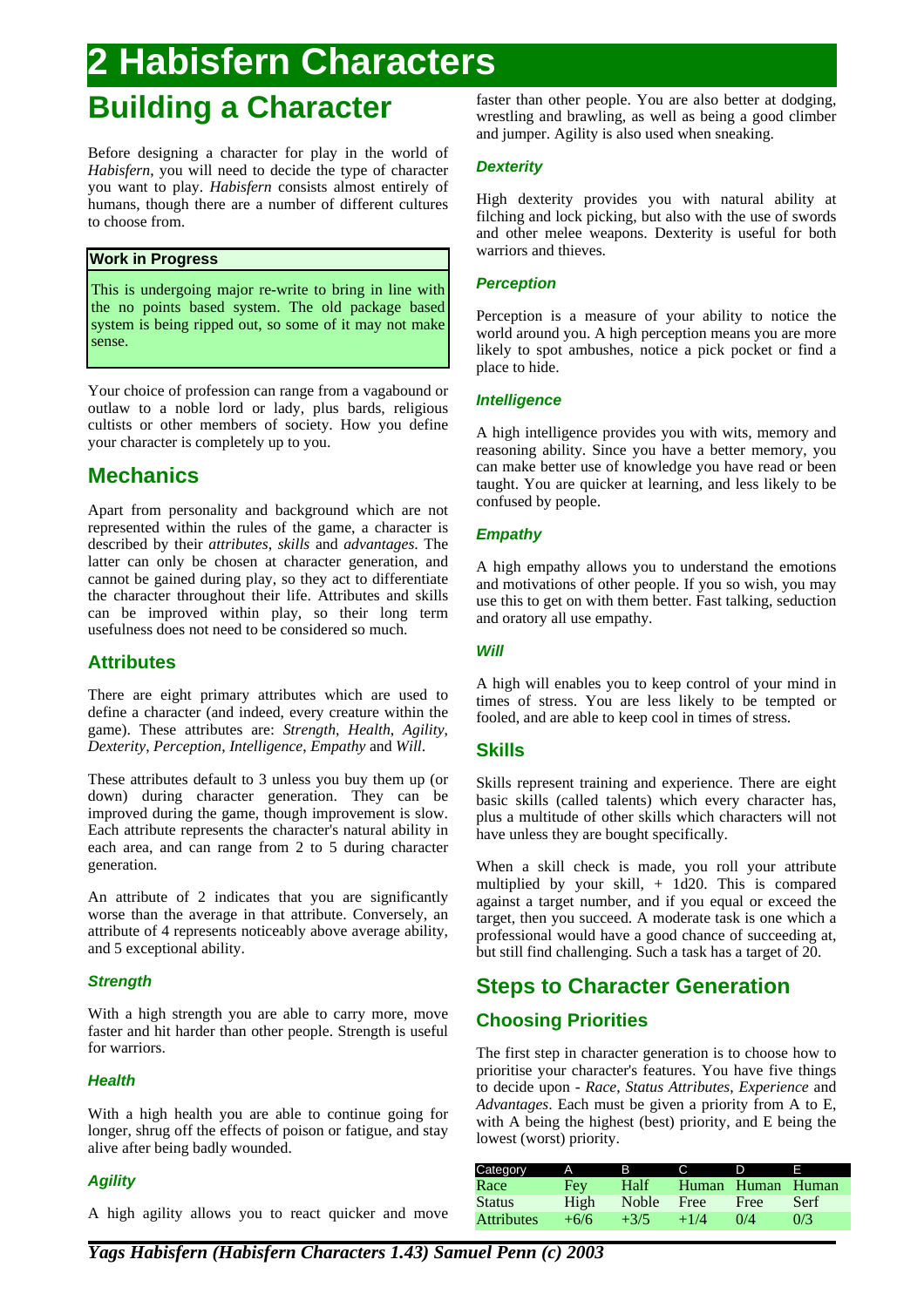# 2 Habisfern Characters

# Building a Character

Before designing a character for play in the world of *Habisfern*, you will need to decide the type of character you want to play. *Habisfern* consists almost entirely of humans, though there are a number of different cultures to choose from.

**Work in Progress**

This is undergoing major re-write to bring in line with the no points based system. The old package based system is being ripped out, so some of it may not make sense.

Your choice of profession can range from a vagabound or outlaw to a noble lord or lady, plus bards, religious cultists or other members of society. How you define your character is completely up to you.

## Mechanics

Apart from personality and background which are not represented within the rules of the game, a character is described by their *attributes*, *skills* and *advantages*. The latter can only be chosen at character generation, and cannot be gained during play, so they act to differentiate the character throughout their life. Attributes and skills can be improved within play, so their long term usefulness does not need to be considered so much.

### Attributes

There are eight primary attributes which are used to define a character (and indeed, every creature within the game). These attributes are: *Strength*, *Health*, *Agility*, *Dexterity*, *Perception*, *Intelligence*, *Empathy* and *Will*.

These attributes default to 3 unless you buy them up (or down) during character generation. They can be improved during the game, though improvement is slow. Each attribute represents the character's natural ability in each area, and can range from 2 to 5 during character generation.

An attribute of 2 indicates that you are significantly worse than the average in that attribute. Conversely, an attribute of 4 represents noticeably above average ability, and 5 exceptional ability.

#### *Strength*

With a high strength you are able to carry more, move faster and hit harder than other people. Strength is useful for warriors.

#### *Health*

With a high health you are able to continue going for longer, shrug off the effects of poison or fatigue, and stay alive after being badly wounded.

#### *Agility*

A high agility allows you to react quicker and move faster than other people. You are also better at dodging, wrestling and brawling, as well as being a good climber and jumper. Agility is also used when sneaking.

#### *Dexterity*

High dexterity provides you with natural ability at filching and lock picking, but also with the use of swords and other melee weapons. Dexterity is useful for both warriors and thieves.

#### *Perception*

Perception is a measure of your ability to notice the world around you. A high perception means you are more likely to spot ambushes, notice a pick pocket or find a place to hide.

#### *Intelligence*

A high intelligence provides you with wits, memory and reasoning ability. Since you have a better memory, you can make better use of knowledge you have read or been taught. You are quicker at learning, and less likely to be confused by people.

#### *Empathy*

A high empathy allows you to understand the emotions and motivations of other people. If you so wish, you may use this to get on with them better. Fast talking, seduction and oratory all use empathy.

#### *Will*

A high will enables you to keep control of your mind in times of stress. You are less likely to be tempted or fooled, and are able to keep cool in times of stress.

### Skills

Skills represent training and experience. There are eight basic skills (called talents) which every character has, plus a multitude of other skills which characters will not have unless they are bought specifically.

When a skill check is made, you roll your attribute multiplied by your skill, + 1d20. This is compared against a target number, and if you equal or exceed the target, then you succeed. A moderate task is one which a professional would have a good chance of succeeding at, but still find challenging. Such a task has a target of 20.

## Steps to Character Generation

### Choosing Priorities

The first step in character generation is to choose how to prioritise your character's features. You have five things to decide upon - *Race*, *Status Attributes*, *Experience* and *Advantages*. Each must be given a priority from A to E, with A being the highest (best) priority, and E being the lowest (worst) priority.

| Category | A | B | C | D | E |
|---|---|---|---|---|---|
| Race | Fey | Half | Human | Human | Human |
| Status | High | Noble | Free | Free | Serf |
| Attributes | +6/6 | +3/5 | +1/4 | 0/4 | 0/3 |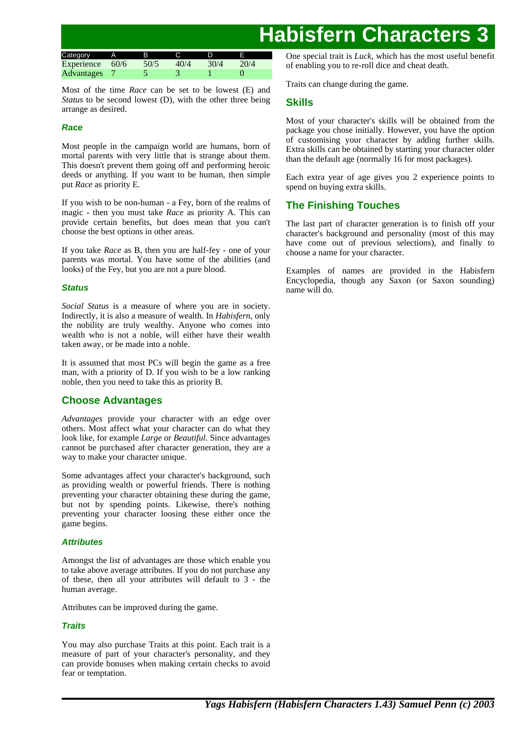# Habisfern Characters 3

| Category | A | B | C | D | E |
| --- | --- | --- | --- | --- | --- |
| Experience | 60/6 | 50/5 | 40/4 | 30/4 | 20/4 |
| Advantages | 7 | 5 | 3 | 1 | 0 |

Most of the time *Race* can be set to be lowest (E) and *Status* to be second lowest (D), with the other three being arrange as desired.

### *Race*

Most people in the campaign world are humans, born of mortal parents with very little that is strange about them. This doesn't prevent them going off and performing heroic deeds or anything. If you want to be human, then simple put *Race* as priority E.

If you wish to be non-human - a Fey, born of the realms of magic - then you must take *Race* as priority A. This can provide certain benefits, but does mean that you can't choose the best options in other areas.

If you take *Race* as B, then you are half-fey - one of your parents was mortal. You have some of the abilities (and looks) of the Fey, but you are not a pure blood.

### *Status*

*Social Status* is a measure of where you are in society. Indirectly, it is also a measure of wealth. In *Habisfern*, only the nobility are truly wealthy. Anyone who comes into wealth who is not a noble, will either have their wealth taken away, or be made into a noble.

It is assumed that most PCs will begin the game as a free man, with a priority of D. If you wish to be a low ranking noble, then you need to take this as priority B.

## Choose Advantages

*Advantages* provide your character with an edge over others. Most affect what your character can do what they look like, for example *Large* or *Beautiful*. Since advantages cannot be purchased after character generation, they are a way to make your character unique.

Some advantages affect your character's background, such as providing wealth or powerful friends. There is nothing preventing your character obtaining these during the game, but not by spending points. Likewise, there's nothing preventing your character loosing these either once the game begins.

### *Attributes*

Amongst the list of advantages are those which enable you to take above average attributes. If you do not purchase any of these, then all your attributes will default to 3 - the human average.

Attributes can be improved during the game.

### *Traits*

You may also purchase Traits at this point. Each trait is a measure of part of your character's personality, and they can provide bonuses when making certain checks to avoid fear or temptation.

One special trait is *Luck*, which has the most useful benefit of enabling you to re-roll dice and cheat death.

Traits can change during the game.

## Skills

Most of your character's skills will be obtained from the package you chose initially. However, you have the option of customising your character by adding further skills. Extra skills can be obtained by starting your character older than the default age (normally 16 for most packages).

Each extra year of age gives you 2 experience points to spend on buying extra skills.

## The Finishing Touches

The last part of character generation is to finish off your character's background and personality (most of this may have come out of previous selections), and finally to choose a name for your character.

Examples of names are provided in the Habisfern Encyclopedia, though any Saxon (or Saxon sounding) name will do.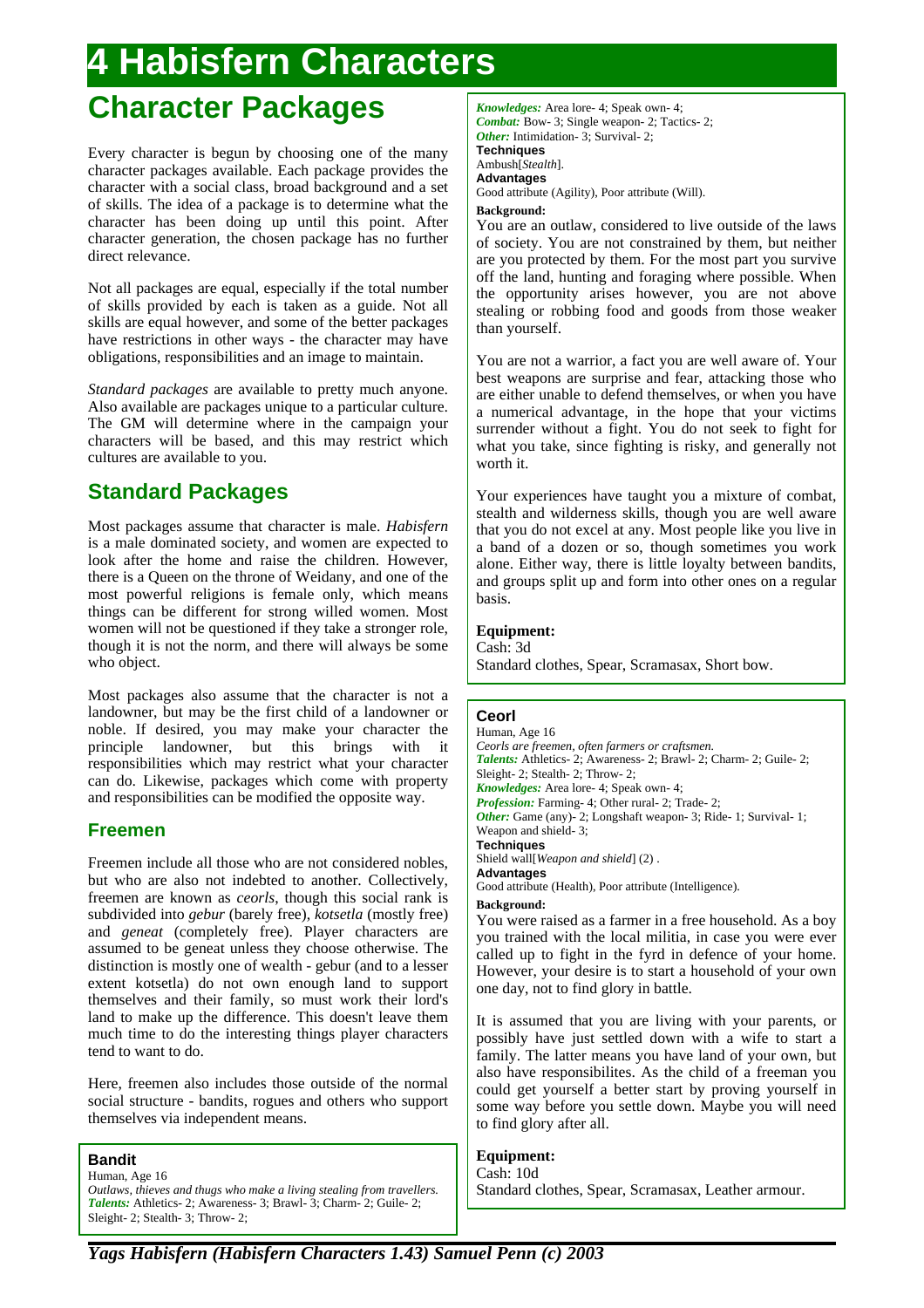# 4 Habisfern Characters

## Character Packages

Every character is begun by choosing one of the many character packages available. Each package provides the character with a social class, broad background and a set of skills. The idea of a package is to determine what the character has been doing up until this point. After character generation, the chosen package has no further direct relevance.

Not all packages are equal, especially if the total number of skills provided by each is taken as a guide. Not all skills are equal however, and some of the better packages have restrictions in other ways - the character may have obligations, responsibilities and an image to maintain.

*Standard packages* are available to pretty much anyone. Also available are packages unique to a particular culture. The GM will determine where in the campaign your characters will be based, and this may restrict which cultures are available to you.

### Standard Packages

Most packages assume that character is male. *Habisfern* is a male dominated society, and women are expected to look after the home and raise the children. However, there is a Queen on the throne of Weidany, and one of the most powerful religions is female only, which means things can be different for strong willed women. Most women will not be questioned if they take a stronger role, though it is not the norm, and there will always be some who object.

Most packages also assume that the character is not a landowner, but may be the first child of a landowner or noble. If desired, you may make your character the principle landowner, but this brings with it responsibilities which may restrict what your character can do. Likewise, packages which come with property and responsibilities can be modified the opposite way.

#### Freemen

Freemen include all those who are not considered nobles, but who are also not indebted to another. Collectively, freemen are known as *ceorls*, though this social rank is subdivided into *gebur* (barely free), *kotsetla* (mostly free) and *geneat* (completely free). Player characters are assumed to be geneat unless they choose otherwise. The distinction is mostly one of wealth - gebur (and to a lesser extent kotsetla) do not own enough land to support themselves and their family, so must work their lord's land to make up the difference. This doesn't leave them much time to do the interesting things player characters tend to want to do.

Here, freemen also includes those outside of the normal social structure - bandits, rogues and others who support themselves via independent means.

**Bandit**

Human, Age 16

*Outlaws, thieves and thugs who make a living stealing from travellers.*

***Talents:*** Athletics- 2; Awareness- 3; Brawl- 3; Charm- 2; Guile- 2; Sleight- 2; Stealth- 3; Throw- 2;

***Knowledges:*** Area lore- 4; Speak own- 4;

***Combat:*** Bow- 3; Single weapon- 2; Tactics- 2;

***Other:*** Intimidation- 3; Survival- 2;

**Techniques**

Ambush[*Stealth*].

**Advantages**

Good attribute (Agility), Poor attribute (Will).

**Background:**

You are an outlaw, considered to live outside of the laws of society. You are not constrained by them, but neither are you protected by them. For the most part you survive off the land, hunting and foraging where possible. When the opportunity arises however, you are not above stealing or robbing food and goods from those weaker than yourself.

You are not a warrior, a fact you are well aware of. Your best weapons are surprise and fear, attacking those who are either unable to defend themselves, or when you have a numerical advantage, in the hope that your victims surrender without a fight. You do not seek to fight for what you take, since fighting is risky, and generally not worth it.

Your experiences have taught you a mixture of combat, stealth and wilderness skills, though you are well aware that you do not excel at any. Most people like you live in a band of a dozen or so, though sometimes you work alone. Either way, there is little loyalty between bandits, and groups split up and form into other ones on a regular basis.

**Equipment:**

Cash: 3d

Standard clothes, Spear, Scramasax, Short bow.

**Ceorl**

Human, Age 16

*Ceorls are freemen, often farmers or craftsmen.*

***Talents:*** Athletics- 2; Awareness- 2; Brawl- 2; Charm- 2; Guile- 2; Sleight- 2; Stealth- 2; Throw- 2;

***Knowledges:*** Area lore- 4; Speak own- 4;

***Profession:*** Farming- 4; Other rural- 2; Trade- 2;

***Other:*** Game (any)- 2; Longshaft weapon- 3; Ride- 1; Survival- 1; Weapon and shield- 3;

**Techniques**

Shield wall[*Weapon and shield*] (2) .

**Advantages**

Good attribute (Health), Poor attribute (Intelligence).

**Background:**

You were raised as a farmer in a free household. As a boy you trained with the local militia, in case you were ever called up to fight in the fyrd in defence of your home. However, your desire is to start a household of your own one day, not to find glory in battle.

It is assumed that you are living with your parents, or possibly have just settled down with a wife to start a family. The latter means you have land of your own, but also have responsibilites. As the child of a freeman you could get yourself a better start by proving yourself in some way before you settle down. Maybe you will need to find glory after all.

**Equipment:**

Cash: 10d

Standard clothes, Spear, Scramasax, Leather armour.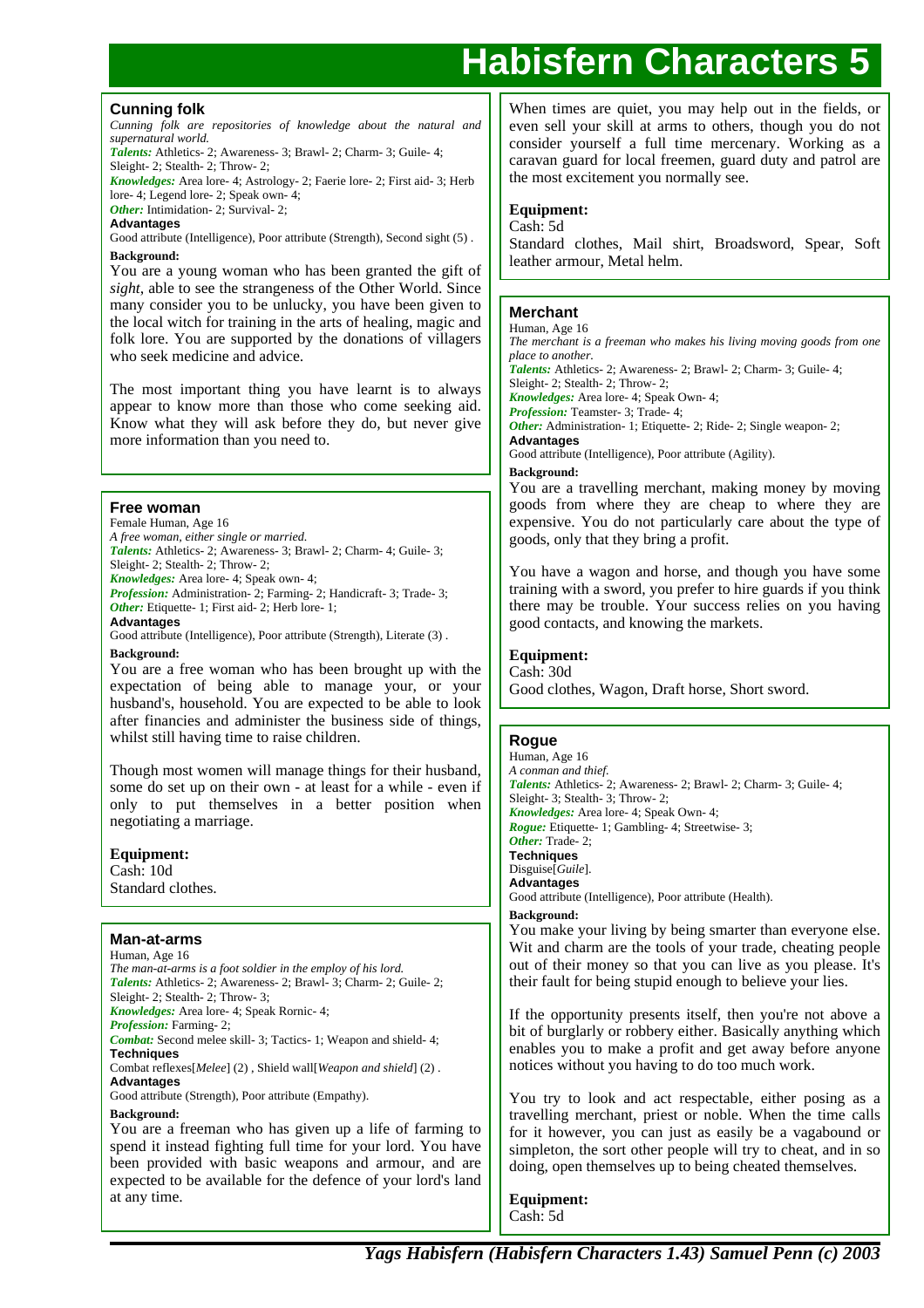# Habisfern Characters 5

## Cunning folk

*Cunning folk are repositories of knowledge about the natural and supernatural world.*

***Talents:*** Athletics- 2; Awareness- 3; Brawl- 2; Charm- 3; Guile- 4; Sleight- 2; Stealth- 2; Throw- 2;

***Knowledges:*** Area lore- 4; Astrology- 2; Faerie lore- 2; First aid- 3; Herb lore- 4; Legend lore- 2; Speak own- 4;

***Other:*** Intimidation- 2; Survival- 2;

**Advantages**

Good attribute (Intelligence), Poor attribute (Strength), Second sight (5) .

**Background:**

You are a young woman who has been granted the gift of *sight*, able to see the strangeness of the Other World. Since many consider you to be unlucky, you have been given to the local witch for training in the arts of healing, magic and folk lore. You are supported by the donations of villagers who seek medicine and advice.

The most important thing you have learnt is to always appear to know more than those who come seeking aid. Know what they will ask before they do, but never give more information than you need to.

## Free woman

Female Human, Age 16

*A free woman, either single or married.*

***Talents:*** Athletics- 2; Awareness- 3; Brawl- 2; Charm- 4; Guile- 3; Sleight- 2; Stealth- 2; Throw- 2;

***Knowledges:*** Area lore- 4; Speak own- 4;

***Profession:*** Administration- 2; Farming- 2; Handicraft- 3; Trade- 3;

***Other:*** Etiquette- 1; First aid- 2; Herb lore- 1;

**Advantages**

Good attribute (Intelligence), Poor attribute (Strength), Literate (3) .

**Background:**

You are a free woman who has been brought up with the expectation of being able to manage your, or your husband's, household. You are expected to be able to look after financies and administer the business side of things, whilst still having time to raise children.

Though most women will manage things for their husband, some do set up on their own - at least for a while - even if only to put themselves in a better position when negotiating a marriage.

**Equipment:**

Cash: 10d

Standard clothes.

## Man-at-arms

Human, Age 16

*The man-at-arms is a foot soldier in the employ of his lord.*

***Talents:*** Athletics- 2; Awareness- 2; Brawl- 3; Charm- 2; Guile- 2; Sleight- 2; Stealth- 2; Throw- 3;

***Knowledges:*** Area lore- 4; Speak Rornic- 4;

***Profession:*** Farming- 2;

***Combat:*** Second melee skill- 3; Tactics- 1; Weapon and shield- 4;

**Techniques**

Combat reflexes[*Melee*] (2) , Shield wall[*Weapon and shield*] (2) .

**Advantages**

Good attribute (Strength), Poor attribute (Empathy).

**Background:**

You are a freeman who has given up a life of farming to spend it instead fighting full time for your lord. You have been provided with basic weapons and armour, and are expected to be available for the defence of your lord's land at any time.

When times are quiet, you may help out in the fields, or even sell your skill at arms to others, though you do not consider yourself a full time mercenary. Working as a caravan guard for local freemen, guard duty and patrol are the most excitement you normally see.

**Equipment:**

Cash: 5d

Standard clothes, Mail shirt, Broadsword, Spear, Soft leather armour, Metal helm.

## Merchant

Human, Age 16

*The merchant is a freeman who makes his living moving goods from one place to another.*

***Talents:*** Athletics- 2; Awareness- 2; Brawl- 2; Charm- 3; Guile- 4; Sleight- 2; Stealth- 2; Throw- 2;

***Knowledges:*** Area lore- 4; Speak Own- 4;

***Profession:*** Teamster- 3; Trade- 4;

***Other:*** Administration- 1; Etiquette- 2; Ride- 2; Single weapon- 2;

**Advantages**

Good attribute (Intelligence), Poor attribute (Agility).

**Background:**

You are a travelling merchant, making money by moving goods from where they are cheap to where they are expensive. You do not particularly care about the type of goods, only that they bring a profit.

You have a wagon and horse, and though you have some training with a sword, you prefer to hire guards if you think there may be trouble. Your success relies on you having good contacts, and knowing the markets.

**Equipment:**

Cash: 30d

Good clothes, Wagon, Draft horse, Short sword.

## Rogue

Human, Age 16

*A conman and thief.*

***Talents:*** Athletics- 2; Awareness- 2; Brawl- 2; Charm- 3; Guile- 4; Sleight- 3; Stealth- 3; Throw- 2;

***Knowledges:*** Area lore- 4; Speak Own- 4;

***Rogue:*** Etiquette- 1; Gambling- 4; Streetwise- 3;

***Other:*** Trade- 2;

**Techniques**

Disguise[*Guile*].

**Advantages**

Good attribute (Intelligence), Poor attribute (Health).

**Background:**

You make your living by being smarter than everyone else. Wit and charm are the tools of your trade, cheating people out of their money so that you can live as you please. It's their fault for being stupid enough to believe your lies.

If the opportunity presents itself, then you're not above a bit of burglarly or robbery either. Basically anything which enables you to make a profit and get away before anyone notices without you having to do too much work.

You try to look and act respectable, either posing as a travelling merchant, priest or noble. When the time calls for it however, you can just as easily be a vagabound or simpleton, the sort other people will try to cheat, and in so doing, open themselves up to being cheated themselves.

**Equipment:**

Cash: 5d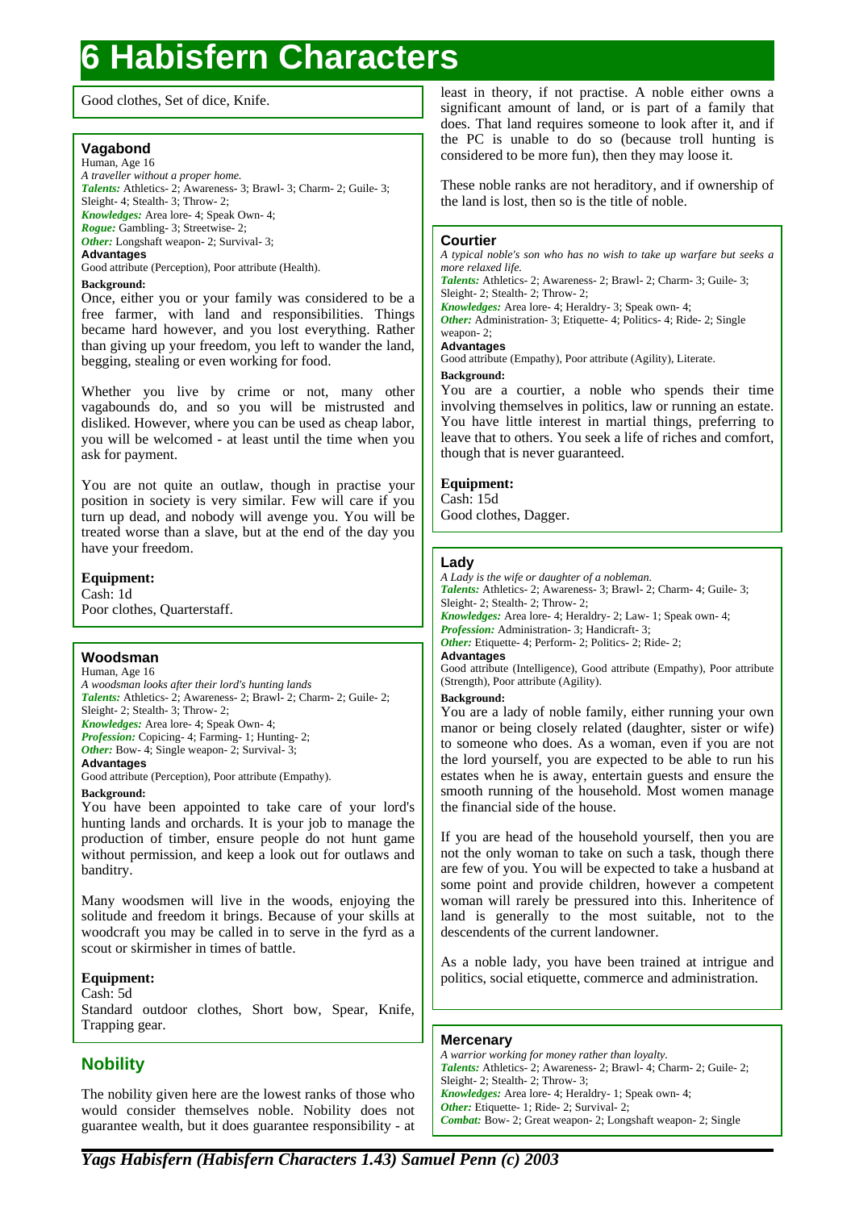# 6 Habisfern Characters

Good clothes, Set of dice, Knife.

### Vagabond

Human, Age 16

*A traveller without a proper home.*

***Talents:*** Athletics- 2; Awareness- 3; Brawl- 3; Charm- 2; Guile- 3; Sleight- 4; Stealth- 3; Throw- 2;

***Knowledges:*** Area lore- 4; Speak Own- 4;

***Rogue:*** Gambling- 3; Streetwise- 2;

***Other:*** Longshaft weapon- 2; Survival- 3;

**Advantages**

Good attribute (Perception), Poor attribute (Health).

**Background:**

Once, either you or your family was considered to be a free farmer, with land and responsibilities. Things became hard however, and you lost everything. Rather than giving up your freedom, you left to wander the land, begging, stealing or even working for food.

Whether you live by crime or not, many other vagabounds do, and so you will be mistrusted and disliked. However, where you can be used as cheap labor, you will be welcomed - at least until the time when you ask for payment.

You are not quite an outlaw, though in practise your position in society is very similar. Few will care if you turn up dead, and nobody will avenge you. You will be treated worse than a slave, but at the end of the day you have your freedom.

**Equipment:**

Cash: 1d

Poor clothes, Quarterstaff.

### Woodsman

Human, Age 16

*A woodsman looks after their lord's hunting lands*

***Talents:*** Athletics- 2; Awareness- 2; Brawl- 2; Charm- 2; Guile- 2; Sleight- 2; Stealth- 3; Throw- 2;

***Knowledges:*** Area lore- 4; Speak Own- 4;

***Profession:*** Copicing- 4; Farming- 1; Hunting- 2;

***Other:*** Bow- 4; Single weapon- 2; Survival- 3;

**Advantages**

Good attribute (Perception), Poor attribute (Empathy).

**Background:**

You have been appointed to take care of your lord's hunting lands and orchards. It is your job to manage the production of timber, ensure people do not hunt game without permission, and keep a look out for outlaws and banditry.

Many woodsmen will live in the woods, enjoying the solitude and freedom it brings. Because of your skills at woodcraft you may be called in to serve in the fyrd as a scout or skirmisher in times of battle.

**Equipment:**

Cash: 5d

Standard outdoor clothes, Short bow, Spear, Knife, Trapping gear.

## Nobility

The nobility given here are the lowest ranks of those who would consider themselves noble. Nobility does not guarantee wealth, but it does guarantee responsibility - at least in theory, if not practise. A noble either owns a significant amount of land, or is part of a family that does. That land requires someone to look after it, and if the PC is unable to do so (because troll hunting is considered to be more fun), then they may loose it.

These noble ranks are not hераditory, and if ownership of the land is lost, then so is the title of noble.

### Courtier

*A typical noble's son who has no wish to take up warfare but seeks a more relaxed life.*

***Talents:*** Athletics- 2; Awareness- 2; Brawl- 2; Charm- 3; Guile- 3; Sleight- 2; Stealth- 2; Throw- 2;

***Knowledges:*** Area lore- 4; Heraldry- 3; Speak own- 4;

***Other:*** Administration- 3; Etiquette- 4; Politics- 4; Ride- 2; Single weapon- 2;

**Advantages**

Good attribute (Empathy), Poor attribute (Agility), Literate.

**Background:**

You are a courtier, a noble who spends their time involving themselves in politics, law or running an estate. You have little interest in martial things, preferring to leave that to others. You seek a life of riches and comfort, though that is never guaranteed.

**Equipment:**

Cash: 15d

Good clothes, Dagger.

### Lady

*A Lady is the wife or daughter of a nobleman.*

***Talents:*** Athletics- 2; Awareness- 3; Brawl- 2; Charm- 4; Guile- 3; Sleight- 2; Stealth- 2; Throw- 2;

***Knowledges:*** Area lore- 4; Heraldry- 2; Law- 1; Speak own- 4;

***Profession:*** Administration- 3; Handicraft- 3;

***Other:*** Etiquette- 4; Perform- 2; Politics- 2; Ride- 2;

**Advantages**

Good attribute (Intelligence), Good attribute (Empathy), Poor attribute (Strength), Poor attribute (Agility).

**Background:**

You are a lady of noble family, either running your own manor or being closely related (daughter, sister or wife) to someone who does. As a woman, even if you are not the lord yourself, you are expected to be able to run his estates when he is away, entertain guests and ensure the smooth running of the household. Most women manage the financial side of the house.

If you are head of the household yourself, then you are not the only woman to take on such a task, though there are few of you. You will be expected to take a husband at some point and provide children, however a competent woman will rarely be pressured into this. Inheritence of land is generally to the most suitable, not to the descendents of the current landowner.

As a noble lady, you have been trained at intrigue and politics, social etiquette, commerce and administration.

### Mercenary

*A warrior working for money rather than loyalty.*

***Talents:*** Athletics- 2; Awareness- 2; Brawl- 4; Charm- 2; Guile- 2; Sleight- 2; Stealth- 2; Throw- 3;

***Knowledges:*** Area lore- 4; Heraldry- 2; Speak own- 4;

***Other:*** Etiquette- 1; Ride- 2; Survival- 2;

***Combat:*** Bow- 2; Great weapon- 2; Longshaft weapon- 2; Single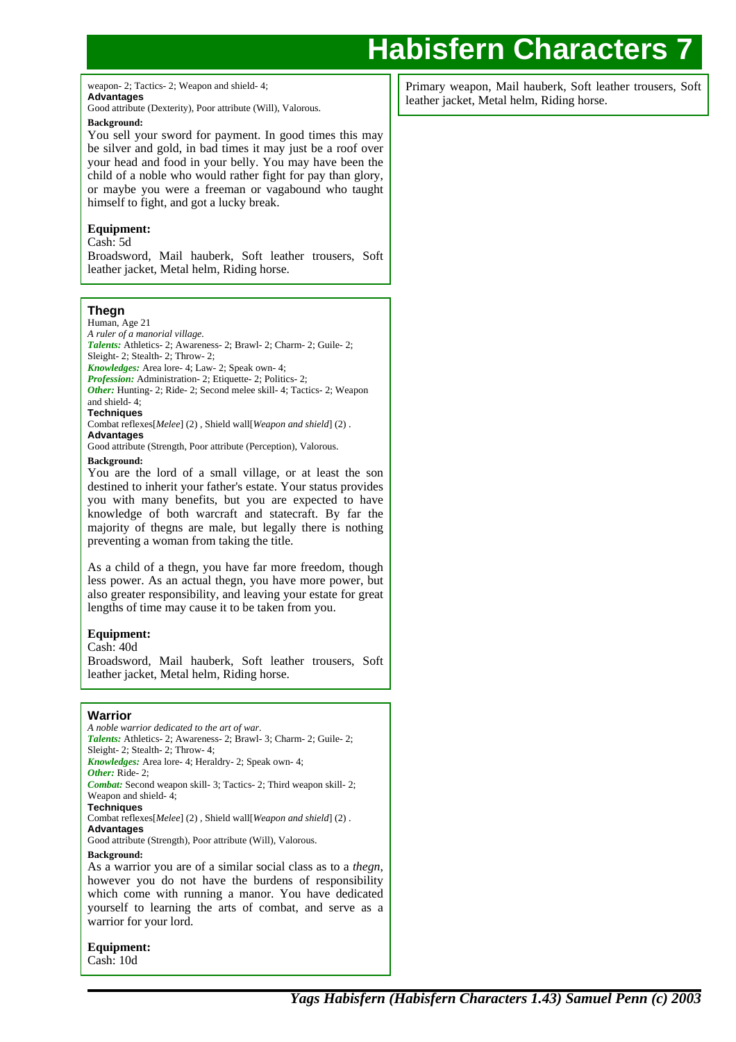weapon- 2; Tactics- 2; Weapon and shield- 4;

**Advantages**

Good attribute (Dexterity), Poor attribute (Will), Valorous.

**Background:**

You sell your sword for payment. In good times this may be silver and gold, in bad times it may just be a roof over your head and food in your belly. You may have been the child of a noble who would rather fight for pay than glory, or maybe you were a freeman or vagabound who taught himself to fight, and got a lucky break.

**Equipment:**

Cash: 5d

Broadsword, Mail hauberk, Soft leather trousers, Soft leather jacket, Metal helm, Riding horse.

### Thegn

Human, Age 21

*A ruler of a manorial village.*

***Talents:*** Athletics- 2; Awareness- 2; Brawl- 2; Charm- 2; Guile- 2; Sleight- 2; Stealth- 2; Throw- 2;

***Knowledges:*** Area lore- 4; Law- 2; Speak own- 4;

***Profession:*** Administration- 2; Etiquette- 2; Politics- 2;

***Other:*** Hunting- 2; Ride- 2; Second melee skill- 4; Tactics- 2; Weapon and shield- 4;

**Techniques**

Combat reflexes[*Melee*] (2) , Shield wall[*Weapon and shield*] (2) .

**Advantages**

Good attribute (Strength, Poor attribute (Perception), Valorous.

**Background:**

You are the lord of a small village, or at least the son destined to inherit your father's estate. Your status provides you with many benefits, but you are expected to have knowledge of both warcraft and statecraft. By far the majority of thegns are male, but legally there is nothing preventing a woman from taking the title.

As a child of a thegn, you have far more freedom, though less power. As an actual thegn, you have more power, but also greater responsibility, and leaving your estate for great lengths of time may cause it to be taken from you.

**Equipment:**

Cash: 40d

Broadsword, Mail hauberk, Soft leather trousers, Soft leather jacket, Metal helm, Riding horse.

### Warrior

*A noble warrior dedicated to the art of war.*

***Talents:*** Athletics- 2; Awareness- 2; Brawl- 3; Charm- 2; Guile- 2; Sleight- 2; Stealth- 2; Throw- 4;

***Knowledges:*** Area lore- 4; Heraldry- 2; Speak own- 4;

***Other:*** Ride- 2;

***Combat:*** Second weapon skill- 3; Tactics- 2; Third weapon skill- 2; Weapon and shield- 4;

**Techniques**

Combat reflexes[*Melee*] (2) , Shield wall[*Weapon and shield*] (2) .

**Advantages**

Good attribute (Strength), Poor attribute (Will), Valorous.

**Background:**

As a warrior you are of a similar social class as to a *thegn*, however you do not have the burdens of responsibility which come with running a manor. You have dedicated yourself to learning the arts of combat, and serve as a warrior for your lord.

**Equipment:**

Cash: 10d

Primary weapon, Mail hauberk, Soft leather trousers, Soft leather jacket, Metal helm, Riding horse.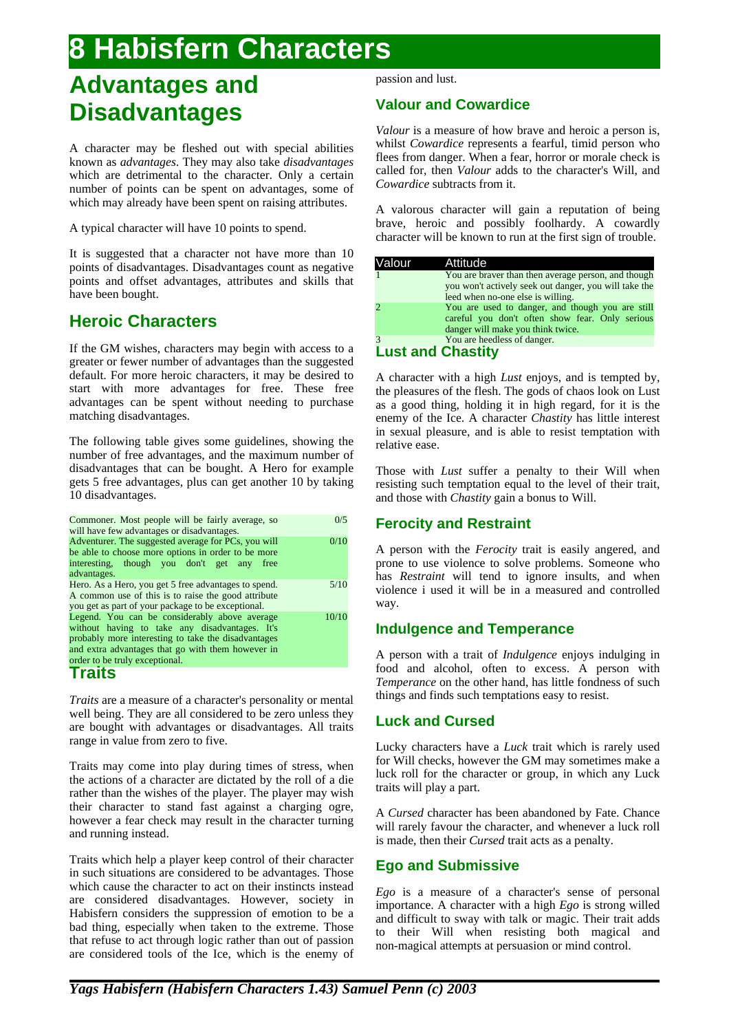# 8 Habisfern Characters

## Advantages and Disadvantages

A character may be fleshed out with special abilities known as *advantages*. They may also take *disadvantages* which are detrimental to the character. Only a certain number of points can be spent on advantages, some of which may already have been spent on raising attributes.

A typical character will have 10 points to spend.

It is suggested that a character not have more than 10 points of disadvantages. Disadvantages count as negative points and offset advantages, attributes and skills that have been bought.

### Heroic Characters

If the GM wishes, characters may begin with access to a greater or fewer number of advantages than the suggested default. For more heroic characters, it may be desired to start with more advantages for free. These free advantages can be spent without needing to purchase matching disadvantages.

The following table gives some guidelines, showing the number of free advantages, and the maximum number of disadvantages that can be bought. A Hero for example gets 5 free advantages, plus can get another 10 by taking 10 disadvantages.

| | |
|---|---|
| Commoner. Most people will be fairly average, so will have few advantages or disadvantages. | 0/5 |
| Adventurer. The suggested average for PCs, you will be able to choose more options in order to be more interesting, though you don't get any free advantages. | 0/10 |
| Hero. As a Hero, you get 5 free advantages to spend. A common use of this is to raise the good attribute you get as part of your package to be exceptional. | 5/10 |
| Legend. You can be considerably above average without having to take any disadvantages. It's probably more interesting to take the disadvantages and extra advantages that go with them however in order to be truly exceptional. | 10/10 |

### Traits

*Traits* are a measure of a character's personality or mental well being. They are all considered to be zero unless they are bought with advantages or disadvantages. All traits range in value from zero to five.

Traits may come into play during times of stress, when the actions of a character are dictated by the roll of a die rather than the wishes of the player. The player may wish their character to stand fast against a charging ogre, however a fear check may result in the character turning and running instead.

Traits which help a player keep control of their character in such situations are considered to be advantages. Those which cause the character to act on their instincts instead are considered disadvantages. However, society in Habisfern considers the suppression of emotion to be a bad thing, especially when taken to the extreme. Those that refuse to act through logic rather than out of passion are considered tools of the Ice, which is the enemy of passion and lust.

### Valour and Cowardice

*Valour* is a measure of how brave and heroic a person is, whilst *Cowardice* represents a fearful, timid person who flees from danger. When a fear, horror or morale check is called for, then *Valour* adds to the character's Will, and *Cowardice* subtracts from it.

A valorous character will gain a reputation of being brave, heroic and possibly foolhardy. A cowardly character will be known to run at the first sign of trouble.

| Valour | Attitude |
|---|---|
| 1 | You are braver than then average person, and though you won't actively seek out danger, you will take the leed when no-one else is willing. |
| 2 | You are used to danger, and though you are still careful you don't often show fear. Only serious danger will make you think twice. |
| 3 | You are heedless of danger. |

### Lust and Chastity

A character with a high *Lust* enjoys, and is tempted by, the pleasures of the flesh. The gods of chaos look on Lust as a good thing, holding it in high regard, for it is the enemy of the Ice. A character *Chastity* has little interest in sexual pleasure, and is able to resist temptation with relative ease.

Those with *Lust* suffer a penalty to their Will when resisting such temptation equal to the level of their trait, and those with *Chastity* gain a bonus to Will.

### Ferocity and Restraint

A person with the *Ferocity* trait is easily angered, and prone to use violence to solve problems. Someone who has *Restraint* will tend to ignore insults, and when violence i used it will be in a measured and controlled way.

### Indulgence and Temperance

A person with a trait of *Indulgence* enjoys indulging in food and alcohol, often to excess. A person with *Temperance* on the other hand, has little fondness of such things and finds such temptations easy to resist.

### Luck and Cursed

Lucky characters have a *Luck* trait which is rarely used for Will checks, however the GM may sometimes make a luck roll for the character or group, in which any Luck traits will play a part.

A *Cursed* character has been abandoned by Fate. Chance will rarely favour the character, and whenever a luck roll is made, then their *Cursed* trait acts as a penalty.

### Ego and Submissive

*Ego* is a measure of a character's sense of personal importance. A character with a high *Ego* is strong willed and difficult to sway with talk or magic. Their trait adds to their Will when resisting both magical and non-magical attempts at persuasion or mind control.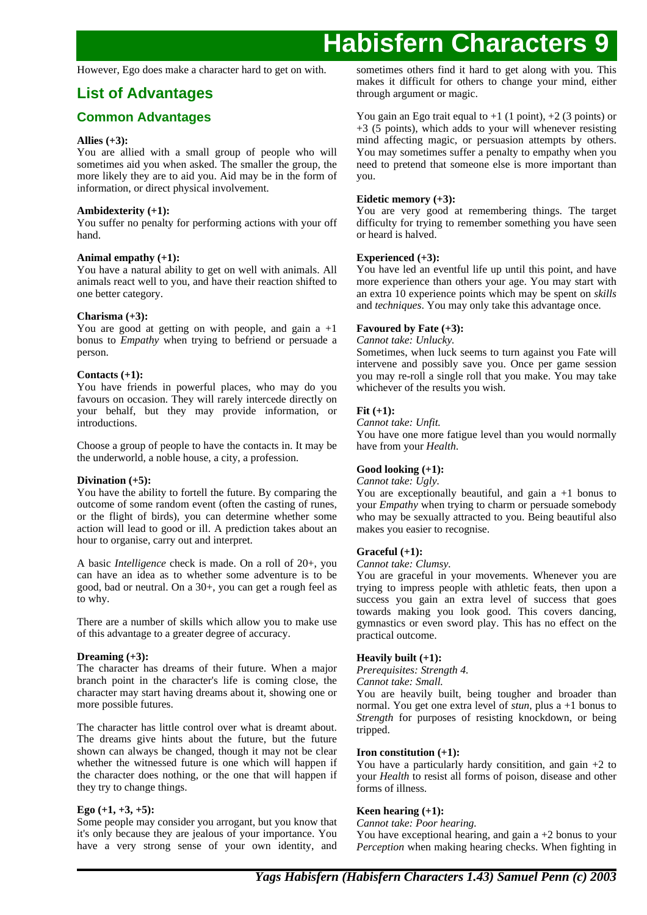However, Ego does make a character hard to get on with.

## List of Advantages

### Common Advantages

**Allies (+3):**
You are allied with a small group of people who will sometimes aid you when asked. The smaller the group, the more likely they are to aid you. Aid may be in the form of information, or direct physical involvement.

**Ambidexterity (+1):**
You suffer no penalty for performing actions with your off hand.

**Animal empathy (+1):**
You have a natural ability to get on well with animals. All animals react well to you, and have their reaction shifted to one better category.

**Charisma (+3):**
You are good at getting on with people, and gain a +1 bonus to *Empathy* when trying to befriend or persuade a person.

**Contacts (+1):**
You have friends in powerful places, who may do you favours on occasion. They will rarely intercede directly on your behalf, but they may provide information, or introductions.

Choose a group of people to have the contacts in. It may be the underworld, a noble house, a city, a profession.

**Divination (+5):**
You have the ability to fortell the future. By comparing the outcome of some random event (often the casting of runes, or the flight of birds), you can determine whether some action will lead to good or ill. A prediction takes about an hour to organise, carry out and interpret.

A basic *Intelligence* check is made. On a roll of 20+, you can have an idea as to whether some adventure is to be good, bad or neutral. On a 30+, you can get a rough feel as to why.

There are a number of skills which allow you to make use of this advantage to a greater degree of accuracy.

**Dreaming (+3):**
The character has dreams of their future. When a major branch point in the character's life is coming close, the character may start having dreams about it, showing one or more possible futures.

The character has little control over what is dreamt about. The dreams give hints about the future, but the future shown can always be changed, though it may not be clear whether the witnessed future is one which will happen if the character does nothing, or the one that will happen if they try to change things.

**Ego (+1, +3, +5):**
Some people may consider you arrogant, but you know that it's only because they are jealous of your importance. You have a very strong sense of your own identity, and sometimes others find it hard to get along with you. This makes it difficult for others to change your mind, either through argument or magic.

You gain an Ego trait equal to +1 (1 point), +2 (3 points) or +3 (5 points), which adds to your will whenever resisting mind affecting magic, or persuasion attempts by others. You may sometimes suffer a penalty to empathy when you need to pretend that someone else is more important than you.

**Eidetic memory (+3):**
You are very good at remembering things. The target difficulty for trying to remember something you have seen or heard is halved.

**Experienced (+3):**
You have led an eventful life up until this point, and have more experience than others your age. You may start with an extra 10 experience points which may be spent on *skills* and *techniques*. You may only take this advantage once.

**Favoured by Fate (+3):**
*Cannot take: Unlucky.*
Sometimes, when luck seems to turn against you Fate will intervene and possibly save you. Once per game session you may re-roll a single roll that you make. You may take whichever of the results you wish.

**Fit (+1):**
*Cannot take: Unfit.*
You have one more fatigue level than you would normally have from your *Health*.

**Good looking (+1):**
*Cannot take: Ugly.*
You are exceptionally beautiful, and gain a +1 bonus to your *Empathy* when trying to charm or persuade somebody who may be sexually attracted to you. Being beautiful also makes you easier to recognise.

**Graceful (+1):**
*Cannot take: Clumsy.*
You are graceful in your movements. Whenever you are trying to impress people with athletic feats, then upon a success you gain an extra level of success that goes towards making you look good. This covers dancing, gymnastics or even sword play. This has no effect on the practical outcome.

**Heavily built (+1):**
*Prerequisites: Strength 4.*
*Cannot take: Small.*
You are heavily built, being tougher and broader than normal. You get one extra level of *stun*, plus a +1 bonus to *Strength* for purposes of resisting knockdown, or being tripped.

**Iron constitution (+1):**
You have a particularly hardy consitition, and gain +2 to your *Health* to resist all forms of poison, disease and other forms of illness.

**Keen hearing (+1):**
*Cannot take: Poor hearing.*
You have exceptional hearing, and gain a +2 bonus to your *Perception* when making hearing checks. When fighting in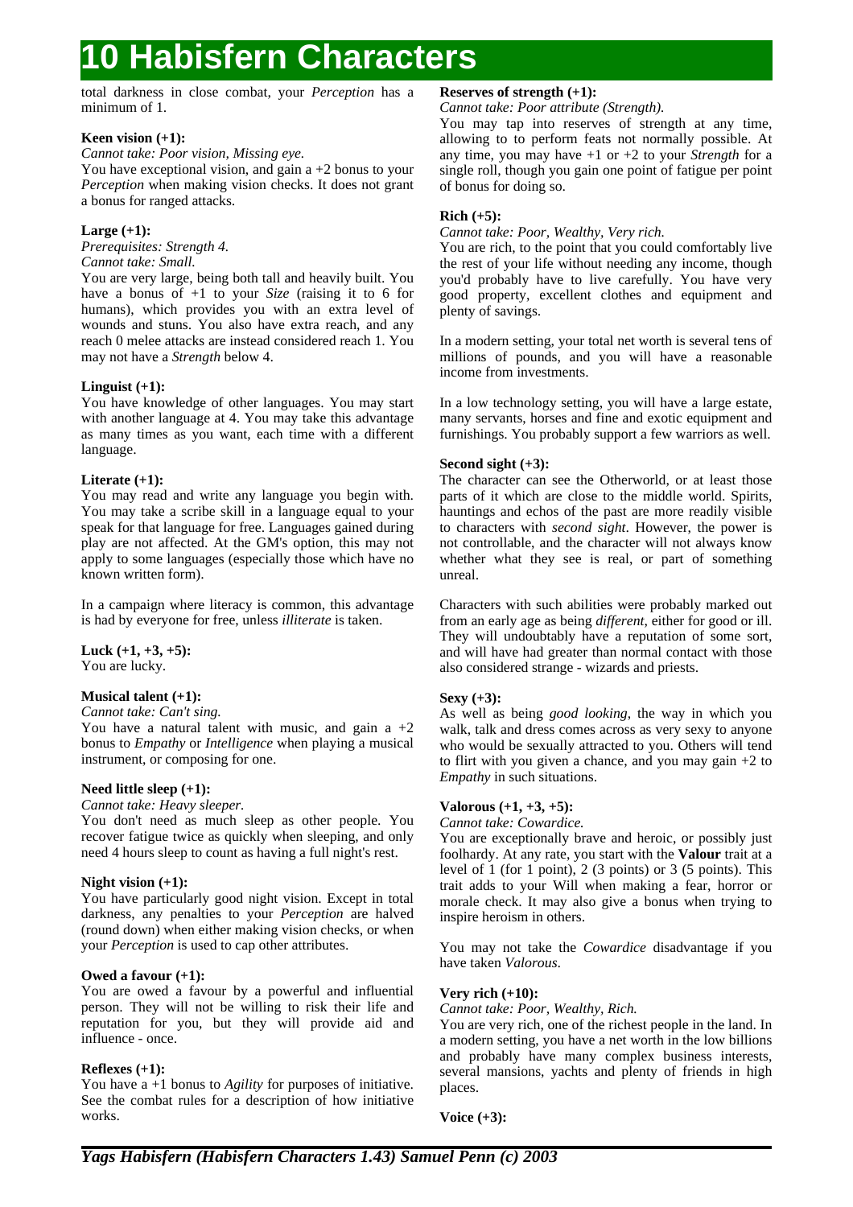total darkness in close combat, your *Perception* has a minimum of 1.

**Keen vision (+1):**
*Cannot take: Poor vision, Missing eye.*
You have exceptional vision, and gain a +2 bonus to your *Perception* when making vision checks. It does not grant a bonus for ranged attacks.

**Large (+1):**
*Prerequisites: Strength 4.*
*Cannot take: Small.*
You are very large, being both tall and heavily built. You have a bonus of +1 to your *Size* (raising it to 6 for humans), which provides you with an extra level of wounds and stuns. You also have extra reach, and any reach 0 melee attacks are instead considered reach 1. You may not have a *Strength* below 4.

**Linguist (+1):**
You have knowledge of other languages. You may start with another language at 4. You may take this advantage as many times as you want, each time with a different language.

**Literate (+1):**
You may read and write any language you begin with. You may take a scribe skill in a language equal to your speak for that language for free. Languages gained during play are not affected. At the GM's option, this may not apply to some languages (especially those which have no known written form).

In a campaign where literacy is common, this advantage is had by everyone for free, unless *illiterate* is taken.

**Luck (+1, +3, +5):**
You are lucky.

**Musical talent (+1):**
*Cannot take: Can't sing.*
You have a natural talent with music, and gain a +2 bonus to *Empathy* or *Intelligence* when playing a musical instrument, or composing for one.

**Need little sleep (+1):**
*Cannot take: Heavy sleeper.*
You don't need as much sleep as other people. You recover fatigue twice as quickly when sleeping, and only need 4 hours sleep to count as having a full night's rest.

**Night vision (+1):**
You have particularly good night vision. Except in total darkness, any penalties to your *Perception* are halved (round down) when either making vision checks, or when your *Perception* is used to cap other attributes.

**Owed a favour (+1):**
You are owed a favour by a powerful and influential person. They will not be willing to risk their life and reputation for you, but they will provide aid and influence - once.

**Reflexes (+1):**
You have a +1 bonus to *Agility* for purposes of initiative. See the combat rules for a description of how initiative works.

**Reserves of strength (+1):**
*Cannot take: Poor attribute (Strength).*
You may tap into reserves of strength at any time, allowing to to perform feats not normally possible. At any time, you may have +1 or +2 to your *Strength* for a single roll, though you gain one point of fatigue per point of bonus for doing so.

**Rich (+5):**
*Cannot take: Poor, Wealthy, Very rich.*
You are rich, to the point that you could comfortably live the rest of your life without needing any income, though you'd probably have to live carefully. You have very good property, excellent clothes and equipment and plenty of savings.

In a modern setting, your total net worth is several tens of millions of pounds, and you will have a reasonable income from investments.

In a low technology setting, you will have a large estate, many servants, horses and fine and exotic equipment and furnishings. You probably support a few warriors as well.

**Second sight (+3):**
The character can see the Otherworld, or at least those parts of it which are close to the middle world. Spirits, hauntings and echos of the past are more readily visible to characters with *second sight*. However, the power is not controllable, and the character will not always know whether what they see is real, or part of something unreal.

Characters with such abilities were probably marked out from an early age as being *different*, either for good or ill. They will undoubtably have a reputation of some sort, and will have had greater than normal contact with those also considered strange - wizards and priests.

**Sexy (+3):**
As well as being *good looking*, the way in which you walk, talk and dress comes across as very sexy to anyone who would be sexually attracted to you. Others will tend to flirt with you given a chance, and you may gain +2 to *Empathy* in such situations.

**Valorous (+1, +3, +5):**
*Cannot take: Cowardice.*
You are exceptionally brave and heroic, or possibly just foolhardy. At any rate, you start with the **Valour** trait at a level of 1 (for 1 point), 2 (3 points) or 3 (5 points). This trait adds to your Will when making a fear, horror or morale check. It may also give a bonus when trying to inspire heroism in others.

You may not take the *Cowardice* disadvantage if you have taken *Valorous*.

**Very rich (+10):**
*Cannot take: Poor, Wealthy, Rich.*
You are very rich, one of the richest people in the land. In a modern setting, you have a net worth in the low billions and probably have many complex business interests, several mansions, yachts and plenty of friends in high places.

**Voice (+3):**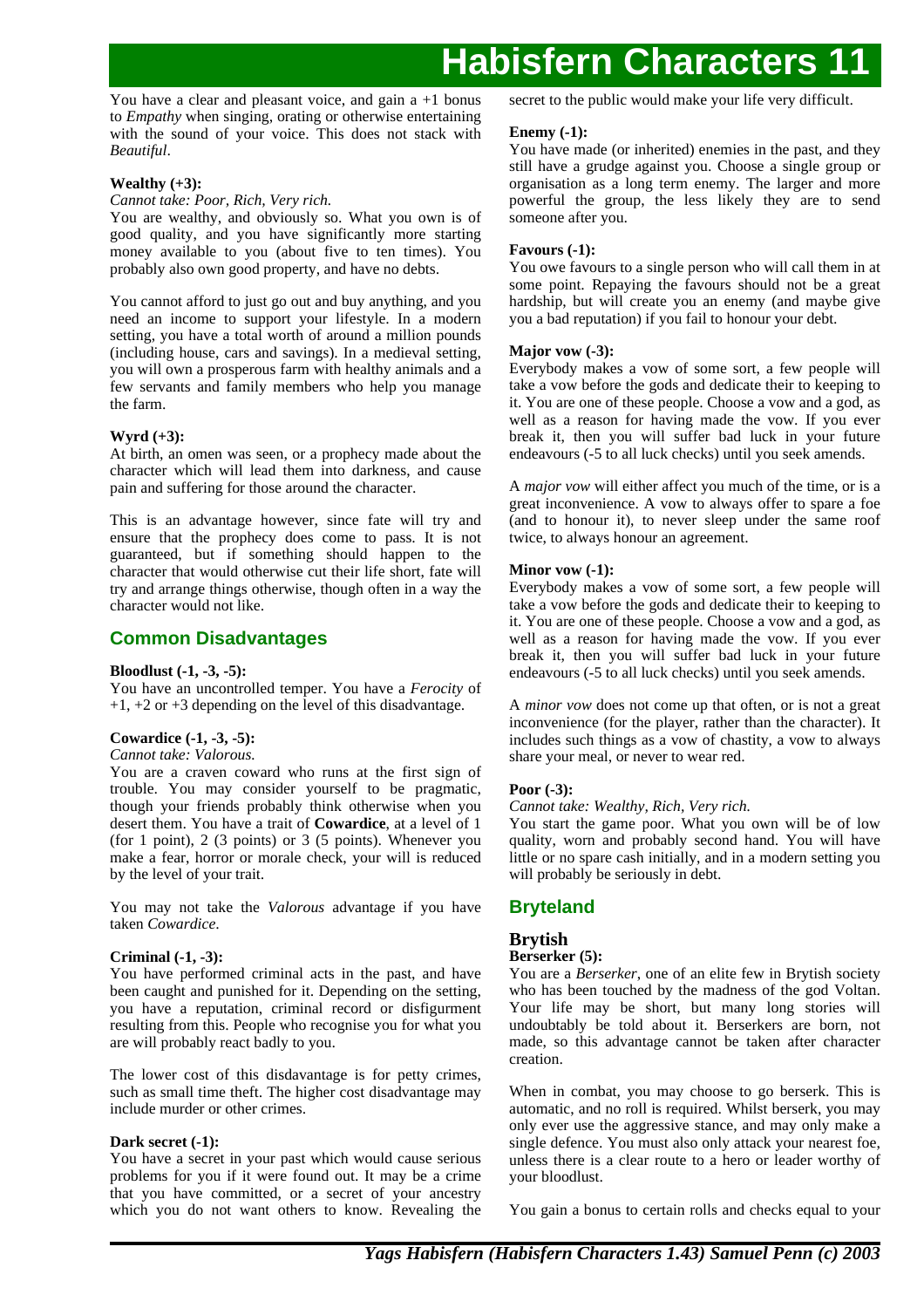You have a clear and pleasant voice, and gain a +1 bonus to *Empathy* when singing, orating or otherwise entertaining with the sound of your voice. This does not stack with *Beautiful*.

**Wealthy (+3):**

*Cannot take: Poor, Rich, Very rich.*

You are wealthy, and obviously so. What you own is of good quality, and you have significantly more starting money available to you (about five to ten times). You probably also own good property, and have no debts.

You cannot afford to just go out and buy anything, and you need an income to support your lifestyle. In a modern setting, you have a total worth of around a million pounds (including house, cars and savings). In a medieval setting, you will own a prosperous farm with healthy animals and a few servants and family members who help you manage the farm.

**Wyrd (+3):**

At birth, an omen was seen, or a prophecy made about the character which will lead them into darkness, and cause pain and suffering for those around the character.

This is an advantage however, since fate will try and ensure that the prophecy does come to pass. It is not guaranteed, but if something should happen to the character that would otherwise cut their life short, fate will try and arrange things otherwise, though often in a way the character would not like.

## Common Disadvantages

**Bloodlust (-1, -3, -5):**

You have an uncontrolled temper. You have a *Ferocity* of +1, +2 or +3 depending on the level of this disadvantage.

**Cowardice (-1, -3, -5):**

*Cannot take: Valorous.*

You are a craven coward who runs at the first sign of trouble. You may consider yourself to be pragmatic, though your friends probably think otherwise when you desert them. You have a trait of **Cowardice**, at a level of 1 (for 1 point), 2 (3 points) or 3 (5 points). Whenever you make a fear, horror or morale check, your will is reduced by the level of your trait.

You may not take the *Valorous* advantage if you have taken *Cowardice*.

**Criminal (-1, -3):**

You have performed criminal acts in the past, and have been caught and punished for it. Depending on the setting, you have a reputation, criminal record or disfigurment resulting from this. People who recognise you for what you are will probably react badly to you.

The lower cost of this disdavantage is for petty crimes, such as small time theft. The higher cost disadvantage may include murder or other crimes.

**Dark secret (-1):**

You have a secret in your past which would cause serious problems for you if it were found out. It may be a crime that you have committed, or a secret of your ancestry which you do not want others to know. Revealing the secret to the public would make your life very difficult.

**Enemy (-1):**

You have made (or inherited) enemies in the past, and they still have a grudge against you. Choose a single group or organisation as a long term enemy. The larger and more powerful the group, the less likely they are to send someone after you.

**Favours (-1):**

You owe favours to a single person who will call them in at some point. Repaying the favours should not be a great hardship, but will create you an enemy (and maybe give you a bad reputation) if you fail to honour your debt.

**Major vow (-3):**

Everybody makes a vow of some sort, a few people will take a vow before the gods and dedicate their to keeping to it. You are one of these people. Choose a vow and a god, as well as a reason for having made the vow. If you ever break it, then you will suffer bad luck in your future endeavours (-5 to all luck checks) until you seek amends.

A *major vow* will either affect you much of the time, or is a great inconvenience. A vow to always offer to spare a foe (and to honour it), to never sleep under the same roof twice, to always honour an agreement.

**Minor vow (-1):**

Everybody makes a vow of some sort, a few people will take a vow before the gods and dedicate their to keeping to it. You are one of these people. Choose a vow and a god, as well as a reason for having made the vow. If you ever break it, then you will suffer bad luck in your future endeavours (-5 to all luck checks) until you seek amends.

A *minor vow* does not come up that often, or is not a great inconvenience (for the player, rather than the character). It includes such things as a vow of chastity, a vow to always share your meal, or never to wear red.

**Poor (-3):**

*Cannot take: Wealthy, Rich, Very rich.*

You start the game poor. What you own will be of low quality, worn and probably second hand. You will have little or no spare cash initially, and in a modern setting you will probably be seriously in debt.

## Bryteland

### Brytish

**Berserker (5):**

You are a *Berserker*, one of an elite few in Brytish society who has been touched by the madness of the god Voltan. Your life may be short, but many long stories will undoubtably be told about it. Berserkers are born, not made, so this advantage cannot be taken after character creation.

When in combat, you may choose to go berserk. This is automatic, and no roll is required. Whilst berserk, you may only ever use the aggressive stance, and may only make a single defence. You must also only attack your nearest foe, unless there is a clear route to a hero or leader worthy of your bloodlust.

You gain a bonus to certain rolls and checks equal to your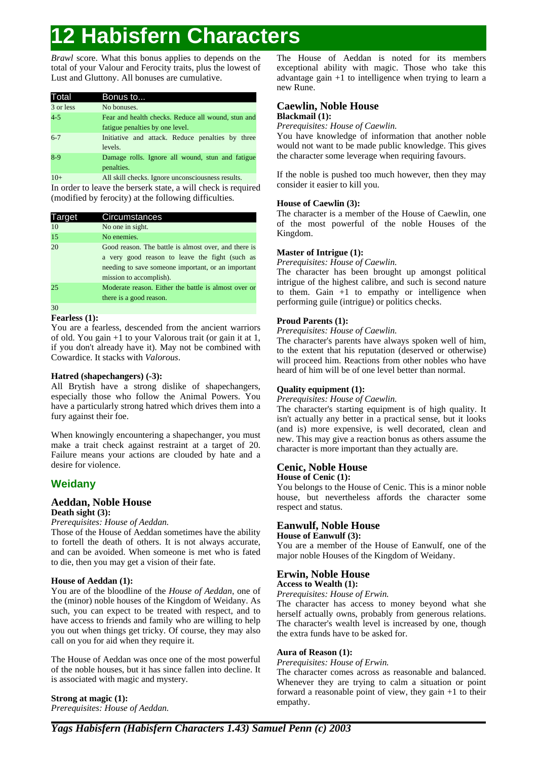# 12 Habisfern Characters

*Brawl* score. What this bonus applies to depends on the total of your Valour and Ferocity traits, plus the lowest of Lust and Gluttony. All bonuses are cumulative.

| Total | Bonus to... |
|---|---|
| 3 or less | No bonuses. |
| 4-5 | Fear and health checks. Reduce all wound, stun and fatigue penalties by one level. |
| 6-7 | Initiative and attack. Reduce penalties by three levels. |
| 8-9 | Damage rolls. Ignore all wound, stun and fatigue penalties. |
| 10+ | All skill checks. Ignore unconsciousness results. |

In order to leave the berserk state, a will check is required (modified by ferocity) at the following difficulties.

| Target | Circumstances |
|---|---|
| 10 | No one in sight. |
| 15 | No enemies. |
| 20 | Good reason. The battle is almost over, and there is a very good reason to leave the fight (such as needing to save someone important, or an important mission to accomplish). |
| 25 | Moderate reason. Either the battle is almost over or there is a good reason. |
| 30 | |

**Fearless (1):**
You are a fearless, descended from the ancient warriors of old. You gain +1 to your Valorous trait (or gain it at 1, if you don't already have it). May not be combined with Cowardice. It stacks with *Valorous*.

**Hatred (shapechangers) (-3):**
All Brytish have a strong dislike of shapechangers, especially those who follow the Animal Powers. You have a particularly strong hatred which drives them into a fury against their foe.

When knowingly encountering a shapechanger, you must make a trait check against restraint at a target of 20. Failure means your actions are clouded by hate and a desire for violence.

## Weidany

### Aeddan, Noble House

**Death sight (3):**
*Prerequisites: House of Aeddan.*
Those of the House of Aeddan sometimes have the ability to fortell the death of others. It is not always accurate, and can be avoided. When someone is met who is fated to die, then you may get a vision of their fate.

**House of Aeddan (1):**
You are of the bloodline of the *House of Aeddan*, one of the (minor) noble houses of the Kingdom of Weidany. As such, you can expect to be treated with respect, and to have access to friends and family who are willing to help you out when things get tricky. Of course, they may also call on you for aid when they require it.

The House of Aeddan was once one of the most powerful of the noble houses, but it has since fallen into decline. It is associated with magic and mystery.

**Strong at magic (1):**
*Prerequisites: House of Aeddan.*
The House of Aeddan is noted for its members exceptional ability with magic. Those who take this advantage gain +1 to intelligence when trying to learn a new Rune.

### Caewlin, Noble House

**Blackmail (1):**
*Prerequisites: House of Caewlin.*
You have knowledge of information that another noble would not want to be made public knowledge. This gives the character some leverage when requiring favours.

If the noble is pushed too much however, then they may consider it easier to kill you.

**House of Caewlin (3):**
The character is a member of the House of Caewlin, one of the most powerful of the noble Houses of the Kingdom.

**Master of Intrigue (1):**
*Prerequisites: House of Caewlin.*
The character has been brought up amongst political intrigue of the highest calibre, and such is second nature to them. Gain +1 to empathy or intelligence when performing guile (intrigue) or politics checks.

**Proud Parents (1):**
*Prerequisites: House of Caewlin.*
The character's parents have always spoken well of him, to the extent that his reputation (deserved or otherwise) will proceed him. Reactions from other nobles who have heard of him will be of one level better than normal.

**Quality equipment (1):**
*Prerequisites: House of Caewlin.*
The character's starting equipment is of high quality. It isn't actually any better in a practical sense, but it looks (and is) more expensive, is well decorated, clean and new. This may give a reaction bonus as others assume the character is more important than they actually are.

### Cenic, Noble House

**House of Cenic (1):**
You belongs to the House of Cenic. This is a minor noble house, but nevertheless affords the character some respect and status.

### Eanwulf, Noble House

**House of Eanwulf (3):**
You are a member of the House of Eanwulf, one of the major noble Houses of the Kingdom of Weidany.

### Erwin, Noble House

**Access to Wealth (1):**
*Prerequisites: House of Erwin.*
The character has access to money beyond what she herself actually owns, probably from generous relations. The character's wealth level is increased by one, though the extra funds have to be asked for.

**Aura of Reason (1):**
*Prerequisites: House of Erwin.*
The character comes across as reasonable and balanced. Whenever they are trying to calm a situation or point forward a reasonable point of view, they gain +1 to their empathy.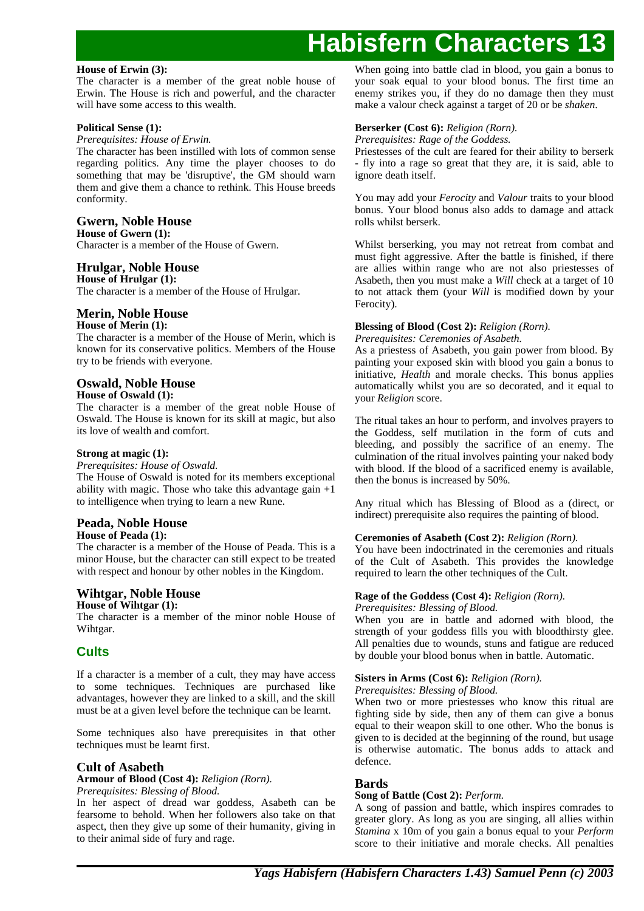**House of Erwin (3):**
The character is a member of the great noble house of Erwin. The House is rich and powerful, and the character will have some access to this wealth.

**Political Sense (1):**
*Prerequisites: House of Erwin.*
The character has been instilled with lots of common sense regarding politics. Any time the player chooses to do something that may be 'disruptive', the GM should warn them and give them a chance to rethink. This House breeds conformity.

### Gwern, Noble House

**House of Gwern (1):**
Character is a member of the House of Gwern.

### Hrulgar, Noble House

**House of Hrulgar (1):**
The character is a member of the House of Hrulgar.

### Merin, Noble House

**House of Merin (1):**
The character is a member of the House of Merin, which is known for its conservative politics. Members of the House try to be friends with everyone.

### Oswald, Noble House

**House of Oswald (1):**
The character is a member of the great noble House of Oswald. The House is known for its skill at magic, but also its love of wealth and comfort.

**Strong at magic (1):**
*Prerequisites: House of Oswald.*
The House of Oswald is noted for its members exceptional ability with magic. Those who take this advantage gain +1 to intelligence when trying to learn a new Rune.

### Peada, Noble House

**House of Peada (1):**
The character is a member of the House of Peada. This is a minor House, but the character can still expect to be treated with respect and honour by other nobles in the Kingdom.

### Wihtgar, Noble House

**House of Wihtgar (1):**
The character is a member of the minor noble House of Wihtgar.

## Cults

If a character is a member of a cult, they may have access to some techniques. Techniques are purchased like advantages, however they are linked to a skill, and the skill must be at a given level before the technique can be learnt.

Some techniques also have prerequisites in that other techniques must be learnt first.

### Cult of Asabeth

**Armour of Blood (Cost 4):** *Religion (Rorn).*
*Prerequisites: Blessing of Blood.*
In her aspect of dread war goddess, Asabeth can be fearsome to behold. When her followers also take on that aspect, then they give up some of their humanity, giving in to their animal side of fury and rage.

When going into battle clad in blood, you gain a bonus to your soak equal to your blood bonus. The first time an enemy strikes you, if they do no damage then they must make a valour check against a target of 20 or be *shaken*.

**Berserker (Cost 6):** *Religion (Rorn).*
*Prerequisites: Rage of the Goddess.*
Priestesses of the cult are feared for their ability to berserk - fly into a rage so great that they are, it is said, able to ignore death itself.

You may add your *Ferocity* and *Valour* traits to your blood bonus. Your blood bonus also adds to damage and attack rolls whilst berserk.

Whilst berserking, you may not retreat from combat and must fight aggressive. After the battle is finished, if there are allies within range who are not also priestesses of Asabeth, then you must make a *Will* check at a target of 10 to not attack them (your *Will* is modified down by your Ferocity).

**Blessing of Blood (Cost 2):** *Religion (Rorn).*
*Prerequisites: Ceremonies of Asabeth.*
As a priestess of Asabeth, you gain power from blood. By painting your exposed skin with blood you gain a bonus to initiative, *Health* and morale checks. This bonus applies automatically whilst you are so decorated, and it equal to your *Religion* score.

The ritual takes an hour to perform, and involves prayers to the Goddess, self mutilation in the form of cuts and bleeding, and possibly the sacrifice of an enemy. The culmination of the ritual involves painting your naked body with blood. If the blood of a sacrificed enemy is available, then the bonus is increased by 50%.

Any ritual which has Blessing of Blood as a (direct, or indirect) prerequisite also requires the painting of blood.

**Ceremonies of Asabeth (Cost 2):** *Religion (Rorn).*
You have been indoctrinated in the ceremonies and rituals of the Cult of Asabeth. This provides the knowledge required to learn the other techniques of the Cult.

**Rage of the Goddess (Cost 4):** *Religion (Rorn).*
*Prerequisites: Blessing of Blood.*
When you are in battle and adorned with blood, the strength of your goddess fills you with bloodthirsty glee. All penalties due to wounds, stuns and fatigue are reduced by double your blood bonus when in battle. Automatic.

**Sisters in Arms (Cost 6):** *Religion (Rorn).*
*Prerequisites: Blessing of Blood.*
When two or more priestesses who know this ritual are fighting side by side, then any of them can give a bonus equal to their weapon skill to one other. Who the bonus is given to is decided at the beginning of the round, but usage is otherwise automatic. The bonus adds to attack and defence.

### Bards

**Song of Battle (Cost 2):** *Perform.*
A song of passion and battle, which inspires comrades to greater glory. As long as you are singing, all allies within *Stamina* x 10m of you gain a bonus equal to your *Perform* score to their initiative and morale checks. All penalties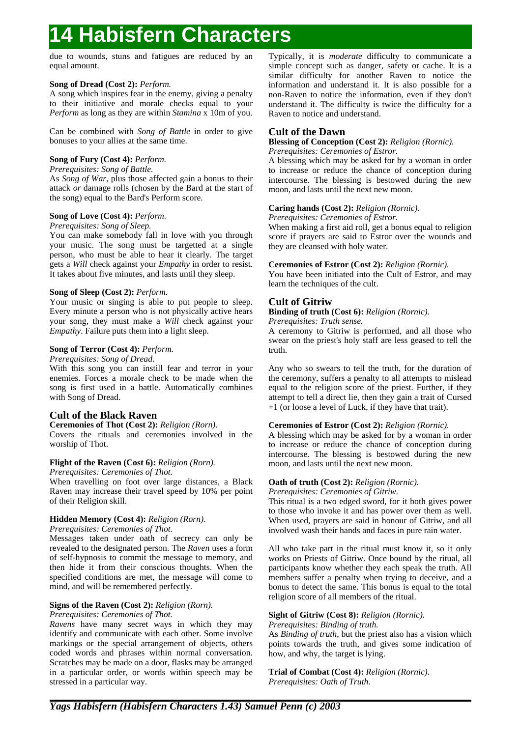due to wounds, stuns and fatigues are reduced by an equal amount.

**Song of Dread (Cost 2):** *Perform.*
A song which inspires fear in the enemy, giving a penalty to their initiative and morale checks equal to your *Perform* as long as they are within *Stamina* x 10m of you.

Can be combined with *Song of Battle* in order to give bonuses to your allies at the same time.

**Song of Fury (Cost 4):** *Perform.*
*Prerequisites: Song of Battle.*
As *Song of War*, plus those affected gain a bonus to their attack *or* damage rolls (chosen by the Bard at the start of the song) equal to the Bard's Perform score.

**Song of Love (Cost 4):** *Perform.*
*Prerequisites: Song of Sleep.*
You can make somebody fall in love with you through your music. The song must be targetted at a single person, who must be able to hear it clearly. The target gets a *Will* check against your *Empathy* in order to resist. It takes about five minutes, and lasts until they sleep.

**Song of Sleep (Cost 2):** *Perform.*
Your music or singing is able to put people to sleep. Every minute a person who is not physically active hears your song, they must make a *Will* check against your *Empathy*. Failure puts them into a light sleep.

**Song of Terror (Cost 4):** *Perform.*
*Prerequisites: Song of Dread.*
With this song you can instill fear and terror in your enemies. Forces a morale check to be made when the song is first used in a battle. Automatically combines with Song of Dread.

## Cult of the Black Raven

**Ceremonies of Thot (Cost 2):** *Religion (Rorn).*
Covers the rituals and ceremonies involved in the worship of Thot.

**Flight of the Raven (Cost 6):** *Religion (Rorn).*
*Prerequisites: Ceremonies of Thot.*
When travelling on foot over large distances, a Black Raven may increase their travel speed by 10% per point of their Religion skill.

**Hidden Memory (Cost 4):** *Religion (Rorn).*
*Prerequisites: Ceremonies of Thot.*
Messages taken under oath of secrecy can only be revealed to the designated person. The *Raven* uses a form of self-hypnosis to commit the message to memory, and then hide it from their conscious thoughts. When the specified conditions are met, the message will come to mind, and will be remembered perfectly.

**Signs of the Raven (Cost 2):** *Religion (Rorn).*
*Prerequisites: Ceremonies of Thot.*
*Ravens* have many secret ways in which they may identify and communicate with each other. Some involve markings or the special arrangement of objects, others coded words and phrases within normal conversation. Scratches may be made on a door, flasks may be arranged in a particular order, or words within speech may be stressed in a particular way.

Typically, it is *moderate* difficulty to communicate a simple concept such as danger, safety or cache. It is a similar difficulty for another Raven to notice the information and understand it. It is also possible for a non-Raven to notice the information, even if they don't understand it. The difficulty is twice the difficulty for a Raven to notice and understand.

## Cult of the Dawn

**Blessing of Conception (Cost 2):** *Religion (Rornic).*
*Prerequisites: Ceremonies of Estror.*
A blessing which may be asked for by a woman in order to increase or reduce the chance of conception during intercourse. The blessing is bestowed during the new moon, and lasts until the next new moon.

**Caring hands (Cost 2):** *Religion (Rornic).*
*Prerequisites: Ceremonies of Estror.*
When making a first aid roll, get a bonus equal to religion score if prayers are said to Estror over the wounds and they are cleansed with holy water.

**Ceremonies of Estror (Cost 2):** *Religion (Rornic).*
You have been initiated into the Cult of Estror, and may learn the techniques of the cult.

## Cult of Gitriw

**Binding of truth (Cost 6):** *Religion (Rornic).*
*Prerequisites: Truth sense.*
A ceremony to Gitriw is performed, and all those who swear on the priest's holy staff are less geased to tell the truth.

Any who so swears to tell the truth, for the duration of the ceremony, suffers a penalty to all attempts to mislead equal to the religion score of the priest. Further, if they attempt to tell a direct lie, then they gain a trait of Cursed +1 (or loose a level of Luck, if they have that trait).

**Ceremonies of Estror (Cost 2):** *Religion (Rornic).*
A blessing which may be asked for by a woman in order to increase or reduce the chance of conception during intercourse. The blessing is bestowed during the new moon, and lasts until the next new moon.

**Oath of truth (Cost 2):** *Religion (Rornic).*
*Prerequisites: Ceremonies of Gitriw.*
This ritual is a two edged sword, for it both gives power to those who invoke it and has power over them as well. When used, prayers are said in honour of Gitriw, and all involved wash their hands and faces in pure rain water.

All who take part in the ritual must know it, so it only works on Priests of Gitriw. Once bound by the ritual, all participants know whether they each speak the truth. All members suffer a penalty when trying to deceive, and a bonus to detect the same. This bonus is equal to the total religion score of all members of the ritual.

**Sight of Gitriw (Cost 8):** *Religion (Rornic).*
*Prerequisites: Binding of truth.*
As *Binding of truth*, but the priest also has a vision which points towards the truth, and gives some indication of how, and why, the target is lying.

**Trial of Combat (Cost 4):** *Religion (Rornic).*
*Prerequisites: Oath of Truth.*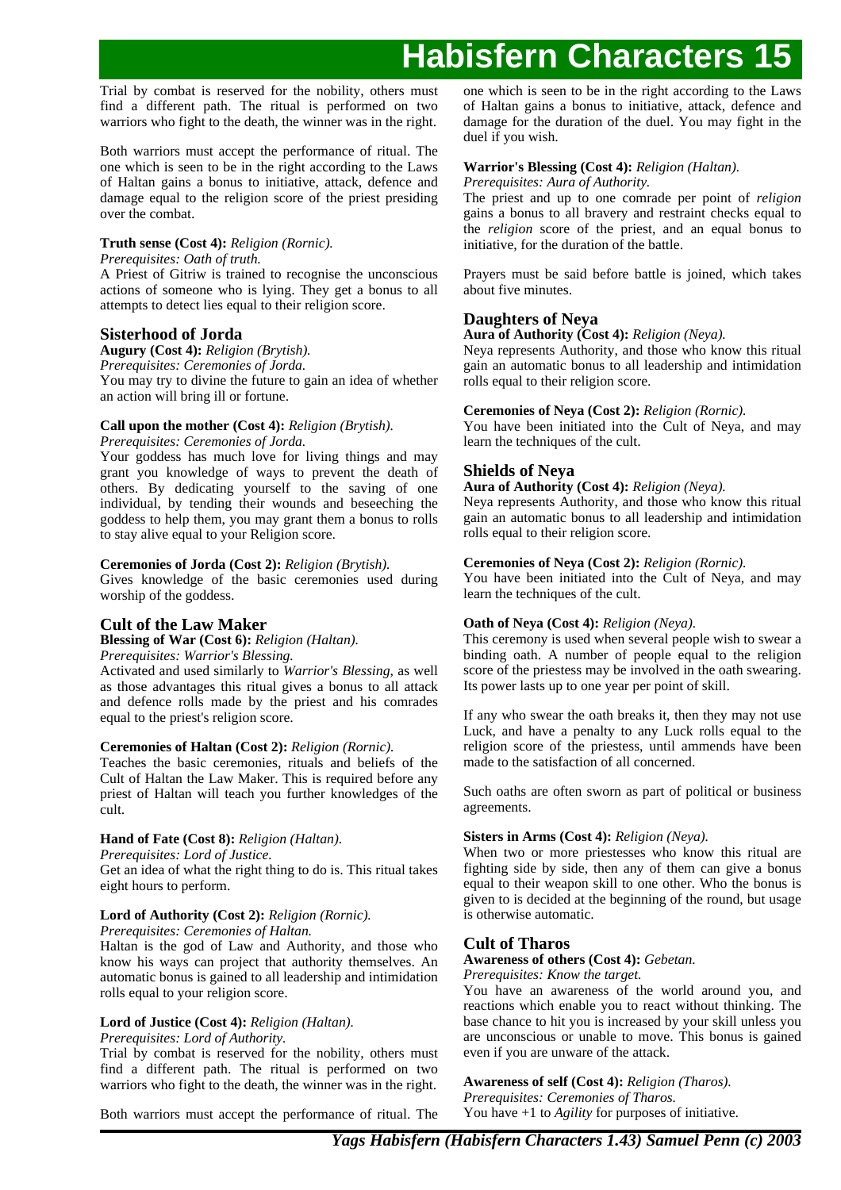Trial by combat is reserved for the nobility, others must find a different path. The ritual is performed on two warriors who fight to the death, the winner was in the right.

Both warriors must accept the performance of ritual. The one which is seen to be in the right according to the Laws of Haltan gains a bonus to initiative, attack, defence and damage equal to the religion score of the priest presiding over the combat.

**Truth sense (Cost 4):** *Religion (Rornic).*
*Prerequisites: Oath of truth.*
A Priest of Gitriw is trained to recognise the unconscious actions of someone who is lying. They get a bonus to all attempts to detect lies equal to their religion score.

## Sisterhood of Jorda

**Augury (Cost 4):** *Religion (Brytish).*
*Prerequisites: Ceremonies of Jorda.*
You may try to divine the future to gain an idea of whether an action will bring ill or fortune.

**Call upon the mother (Cost 4):** *Religion (Brytish).*
*Prerequisites: Ceremonies of Jorda.*
Your goddess has much love for living things and may grant you knowledge of ways to prevent the death of others. By dedicating yourself to the saving of one individual, by tending their wounds and beseeching the goddess to help them, you may grant them a bonus to rolls to stay alive equal to your Religion score.

**Ceremonies of Jorda (Cost 2):** *Religion (Brytish).*
Gives knowledge of the basic ceremonies used during worship of the goddess.

## Cult of the Law Maker

**Blessing of War (Cost 6):** *Religion (Haltan).*
*Prerequisites: Warrior's Blessing.*
Activated and used similarly to *Warrior's Blessing*, as well as those advantages this ritual gives a bonus to all attack and defence rolls made by the priest and his comrades equal to the priest's religion score.

**Ceremonies of Haltan (Cost 2):** *Religion (Rornic).*
Teaches the basic ceremonies, rituals and beliefs of the Cult of Haltan the Law Maker. This is required before any priest of Haltan will teach you further knowledges of the cult.

**Hand of Fate (Cost 8):** *Religion (Haltan).*
*Prerequisites: Lord of Justice.*
Get an idea of what the right thing to do is. This ritual takes eight hours to perform.

**Lord of Authority (Cost 2):** *Religion (Rornic).*
*Prerequisites: Ceremonies of Haltan.*
Haltan is the god of Law and Authority, and those who know his ways can project that authority themselves. An automatic bonus is gained to all leadership and intimidation rolls equal to your religion score.

**Lord of Justice (Cost 4):** *Religion (Haltan).*
*Prerequisites: Lord of Authority.*
Trial by combat is reserved for the nobility, others must find a different path. The ritual is performed on two warriors who fight to the death, the winner was in the right.

Both warriors must accept the performance of ritual. The one which is seen to be in the right according to the Laws of Haltan gains a bonus to initiative, attack, defence and damage for the duration of the duel. You may fight in the duel if you wish.

**Warrior's Blessing (Cost 4):** *Religion (Haltan).*
*Prerequisites: Aura of Authority.*
The priest and up to one comrade per point of *religion* gains a bonus to all bravery and restraint checks equal to the *religion* score of the priest, and an equal bonus to initiative, for the duration of the battle.

Prayers must be said before battle is joined, which takes about five minutes.

## Daughters of Neya

**Aura of Authority (Cost 4):** *Religion (Neya).*
Neya represents Authority, and those who know this ritual gain an automatic bonus to all leadership and intimidation rolls equal to their religion score.

**Ceremonies of Neya (Cost 2):** *Religion (Rornic).*
You have been initiated into the Cult of Neya, and may learn the techniques of the cult.

## Shields of Neya

**Aura of Authority (Cost 4):** *Religion (Neya).*
Neya represents Authority, and those who know this ritual gain an automatic bonus to all leadership and intimidation rolls equal to their religion score.

**Ceremonies of Neya (Cost 2):** *Religion (Rornic).*
You have been initiated into the Cult of Neya, and may learn the techniques of the cult.

**Oath of Neya (Cost 4):** *Religion (Neya).*
This ceremony is used when several people wish to swear a binding oath. A number of people equal to the religion score of the priestess may be involved in the oath swearing. Its power lasts up to one year per point of skill.

If any who swear the oath breaks it, then they may not use Luck, and have a penalty to any Luck rolls equal to the religion score of the priestess, until ammends have been made to the satisfaction of all concerned.

Such oaths are often sworn as part of political or business agreements.

**Sisters in Arms (Cost 4):** *Religion (Neya).*
When two or more priestesses who know this ritual are fighting side by side, then any of them can give a bonus equal to their weapon skill to one other. Who the bonus is given to is decided at the beginning of the round, but usage is otherwise automatic.

## Cult of Tharos

**Awareness of others (Cost 4):** *Gebetan.*
*Prerequisites: Know the target.*
You have an awareness of the world around you, and reactions which enable you to react without thinking. The base chance to hit you is increased by your skill unless you are unconscious or unable to move. This bonus is gained even if you are unware of the attack.

**Awareness of self (Cost 4):** *Religion (Tharos).*
*Prerequisites: Ceremonies of Tharos.*
You have +1 to *Agility* for purposes of initiative.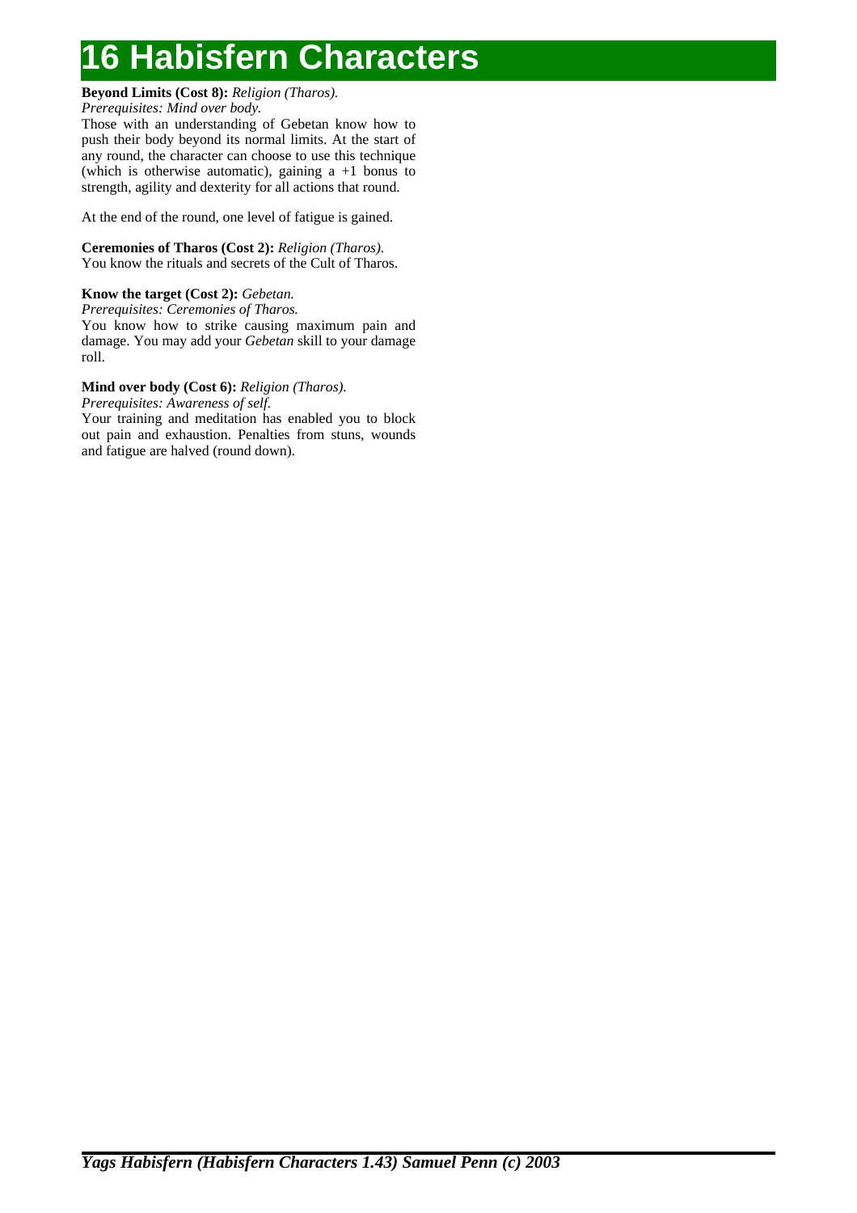# 16 Habisfern Characters

**Beyond Limits (Cost 8):** *Religion (Tharos).*
*Prerequisites: Mind over body.*
Those with an understanding of Gebetan know how to push their body beyond its normal limits. At the start of any round, the character can choose to use this technique (which is otherwise automatic), gaining a +1 bonus to strength, agility and dexterity for all actions that round.

At the end of the round, one level of fatigue is gained.

**Ceremonies of Tharos (Cost 2):** *Religion (Tharos).*
You know the rituals and secrets of the Cult of Tharos.

**Know the target (Cost 2):** *Gebetan.*
*Prerequisites: Ceremonies of Tharos.*
You know how to strike causing maximum pain and damage. You may add your *Gebetan* skill to your damage roll.

**Mind over body (Cost 6):** *Religion (Tharos).*
*Prerequisites: Awareness of self.*
Your training and meditation has enabled you to block out pain and exhaustion. Penalties from stuns, wounds and fatigue are halved (round down).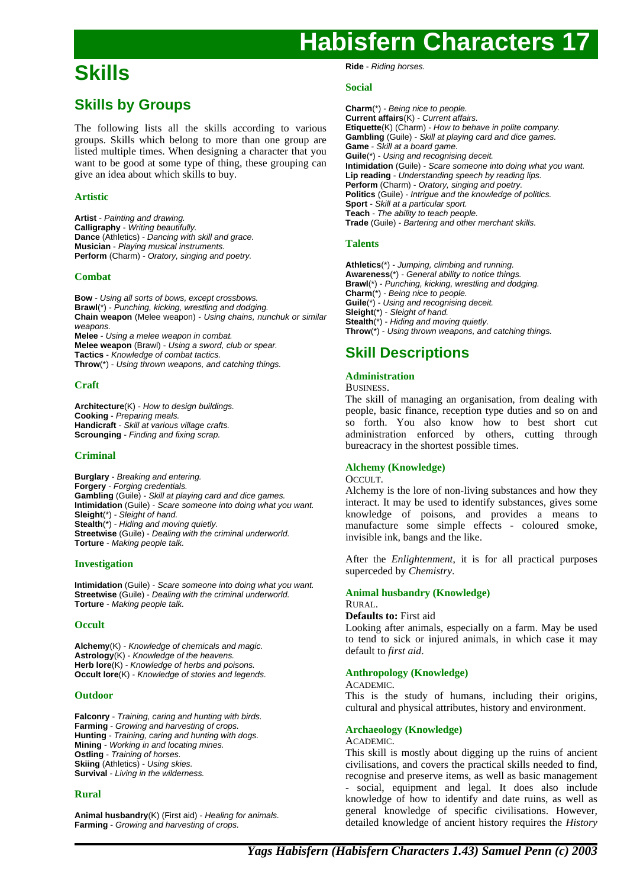# Skills

## Skills by Groups

The following lists all the skills according to various groups. Skills which belong to more than one group are listed multiple times. When designing a character that you want to be good at some type of thing, these grouping can give an idea about which skills to buy.

### Artistic

**Artist** - *Painting and drawing.*
**Calligraphy** - *Writing beautifully.*
**Dance** (Athletics) - *Dancing with skill and grace.*
**Musician** - *Playing musical instruments.*
**Perform** (Charm) - *Oratory, singing and poetry.*

### Combat

**Bow** - *Using all sorts of bows, except crossbows.*
**Brawl**(*) - *Punching, kicking, wrestling and dodging.*
**Chain weapon** (Melee weapon) - *Using chains, nunchuk or similar weapons.*
**Melee** - *Using a melee weapon in combat.*
**Melee weapon** (Brawl) - *Using a sword, club or spear.*
**Tactics** - *Knowledge of combat tactics.*
**Throw**(*) - *Using thrown weapons, and catching things.*

### Craft

**Architecture**(K) - *How to design buildings.*
**Cooking** - *Preparing meals.*
**Handicraft** - *Skill at various village crafts.*
**Scrounging** - *Finding and fixing scrap.*

### Criminal

**Burglary** - *Breaking and entering.*
**Forgery** - *Forging credentials.*
**Gambling** (Guile) - *Skill at playing card and dice games.*
**Intimidation** (Guile) - *Scare someone into doing what you want.*
**Sleight**(*) - *Sleight of hand.*
**Stealth**(*) - *Hiding and moving quietly.*
**Streetwise** (Guile) - *Dealing with the criminal underworld.*
**Torture** - *Making people talk.*

### Investigation

**Intimidation** (Guile) - *Scare someone into doing what you want.*
**Streetwise** (Guile) - *Dealing with the criminal underworld.*
**Torture** - *Making people talk.*

### Occult

**Alchemy**(K) - *Knowledge of chemicals and magic.*
**Astrology**(K) - *Knowledge of the heavens.*
**Herb lore**(K) - *Knowledge of herbs and poisons.*
**Occult lore**(K) - *Knowledge of stories and legends.*

### Outdoor

**Falconry** - *Training, caring and hunting with birds.*
**Farming** - *Growing and harvesting of crops.*
**Hunting** - *Training, caring and hunting with dogs.*
**Mining** - *Working in and locating mines.*
**Ostling** - *Training of horses.*
**Skiing** (Athletics) - *Using skies.*
**Survival** - *Living in the wilderness.*

### Rural

**Animal husbandry**(K) (First aid) - *Healing for animals.*
**Farming** - *Growing and harvesting of crops.*
**Ride** - *Riding horses.*

### Social

**Charm**(*) - *Being nice to people.*
**Current affairs**(K) - *Current affairs.*
**Etiquette**(K) (Charm) - *How to behave in polite company.*
**Gambling** (Guile) - *Skill at playing card and dice games.*
**Game** - *Skill at a board game.*
**Guile**(*) - *Using and recognising deceit.*
**Intimidation** (Guile) - *Scare someone into doing what you want.*
**Lip reading** - *Understanding speech by reading lips.*
**Perform** (Charm) - *Oratory, singing and poetry.*
**Politics** (Guile) - *Intrigue and the knowledge of politics.*
**Sport** - *Skill at a particular sport.*
**Teach** - *The ability to teach people.*
**Trade** (Guile) - *Bartering and other merchant skills.*

### Talents

**Athletics**(*) - *Jumping, climbing and running.*
**Awareness**(*) - *General ability to notice things.*
**Brawl**(*) - *Punching, kicking, wrestling and dodging.*
**Charm**(*) - *Being nice to people.*
**Guile**(*) - *Using and recognising deceit.*
**Sleight**(*) - *Sleight of hand.*
**Stealth**(*) - *Hiding and moving quietly.*
**Throw**(*) - *Using thrown weapons, and catching things.*

## Skill Descriptions

### Administration

BUSINESS.

The skill of managing an organisation, from dealing with people, basic finance, reception type duties and so on and so forth. You also know how to best short cut administration enforced by others, cutting through bureacracy in the shortest possible times.

### Alchemy (Knowledge)

OCCULT.

Alchemy is the lore of non-living substances and how they interact. It may be used to identify substances, gives some knowledge of poisons, and provides a means to manufacture some simple effects - coloured smoke, invisible ink, bangs and the like.

After the *Enlightenment*, it is for all practical purposes superceded by *Chemistry*.

### Animal husbandry (Knowledge)

RURAL.

**Defaults to:** First aid

Looking after animals, especially on a farm. May be used to tend to sick or injured animals, in which case it may default to *first aid*.

### Anthropology (Knowledge)

ACADEMIC.

This is the study of humans, including their origins, cultural and physical attributes, history and environment.

### Archaeology (Knowledge)

ACADEMIC.

This skill is mostly about digging up the ruins of ancient civilisations, and covers the practical skills needed to find, recognise and preserve items, as well as basic management - social, equipment and legal. It does also include knowledge of how to identify and date ruins, as well as general knowledge of specific civilisations. However, detailed knowledge of ancient history requires the *History*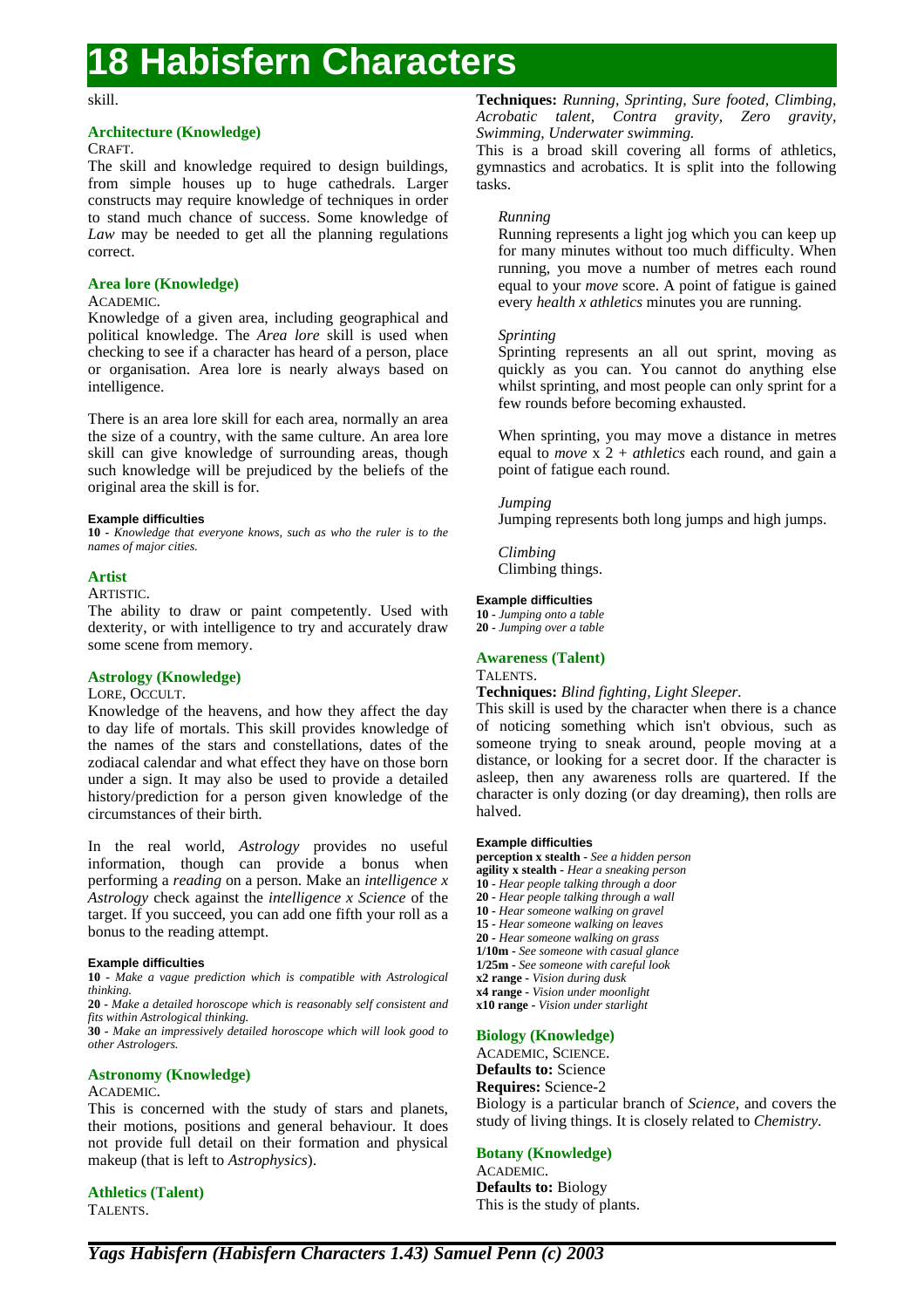# 18 Habisfern Characters

skill.

### Architecture (Knowledge)

CRAFT.

The skill and knowledge required to design buildings, from simple houses up to huge cathedrals. Larger constructs may require knowledge of techniques in order to stand much chance of success. Some knowledge of *Law* may be needed to get all the planning regulations correct.

### Area lore (Knowledge)

ACADEMIC.

Knowledge of a given area, including geographical and political knowledge. The *Area lore* skill is used when checking to see if a character has heard of a person, place or organisation. Area lore is nearly always based on intelligence.

There is an area lore skill for each area, normally an area the size of a country, with the same culture. An area lore skill can give knowledge of surrounding areas, though such knowledge will be prejudiced by the beliefs of the original area the skill is for.

**Example difficulties**

**10** - *Knowledge that everyone knows, such as who the ruler is to the names of major cities.*

### Artist

ARTISTIC.

The ability to draw or paint competently. Used with dexterity, or with intelligence to try and accurately draw some scene from memory.

### Astrology (Knowledge)

LORE, OCCULT.

Knowledge of the heavens, and how they affect the day to day life of mortals. This skill provides knowledge of the names of the stars and constellations, dates of the zodiacal calendar and what effect they have on those born under a sign. It may also be used to provide a detailed history/prediction for a person given knowledge of the circumstances of their birth.

In the real world, *Astrology* provides no useful information, though can provide a bonus when performing a *reading* on a person. Make an *intelligence x Astrology* check against the *intelligence x Science* of the target. If you succeed, you can add one fifth your roll as a bonus to the reading attempt.

**Example difficulties**

**10** - *Make a vague prediction which is compatible with Astrological thinking.*

**20** - *Make a detailed horoscope which is reasonably self consistent and fits within Astrological thinking.*

**30** - *Make an impressively detailed horoscope which will look good to other Astrologers.*

### Astronomy (Knowledge)

ACADEMIC.

This is concerned with the study of stars and planets, their motions, positions and general behaviour. It does not provide full detail on their formation and physical makeup (that is left to *Astrophysics*).

### Athletics (Talent)

TALENTS.

**Techniques:** *Running, Sprinting, Sure footed, Climbing, Acrobatic talent, Contra gravity, Zero gravity, Swimming, Underwater swimming.*

This is a broad skill covering all forms of athletics, gymnastics and acrobatics. It is split into the following tasks.

*Running*

Running represents a light jog which you can keep up for many minutes without too much difficulty. When running, you move a number of metres each round equal to your *move* score. A point of fatigue is gained every *health x athletics* minutes you are running.

*Sprinting*

Sprinting represents an all out sprint, moving as quickly as you can. You cannot do anything else whilst sprinting, and most people can only sprint for a few rounds before becoming exhausted.

When sprinting, you may move a distance in metres equal to *move* x 2 + *athletics* each round, and gain a point of fatigue each round.

*Jumping*

Jumping represents both long jumps and high jumps.

*Climbing*

Climbing things.

**Example difficulties**

**10** - *Jumping onto a table*

**20** - *Jumping over a table*

### Awareness (Talent)

TALENTS.

**Techniques:** *Blind fighting, Light Sleeper.*

This skill is used by the character when there is a chance of noticing something which isn't obvious, such as someone trying to sneak around, people moving at a distance, or looking for a secret door. If the character is asleep, then any awareness rolls are quartered. If the character is only dozing (or day dreaming), then rolls are halved.

**Example difficulties**

**perception x stealth** - *See a hidden person*

**agility x stealth** - *Hear a sneaking person*

**10** - *Hear people talking through a door*

**20** - *Hear people talking through a wall*

**10** - *Hear someone walking on gravel*

**15** - *Hear someone walking on leaves*

**20** - *Hear someone walking on grass*

**1/10m** - *See someone with casual glance*

**1/25m** - *See someone with careful look*

**x2 range** - *Vision during dusk*

**x4 range** - *Vision under moonlight*

**x10 range** - *Vision under starlight*

### Biology (Knowledge)

ACADEMIC, SCIENCE.

**Defaults to:** Science

**Requires:** Science-2

Biology is a particular branch of *Science*, and covers the study of living things. It is closely related to *Chemistry*.

### Botany (Knowledge)

ACADEMIC.

**Defaults to:** Biology

This is the study of plants.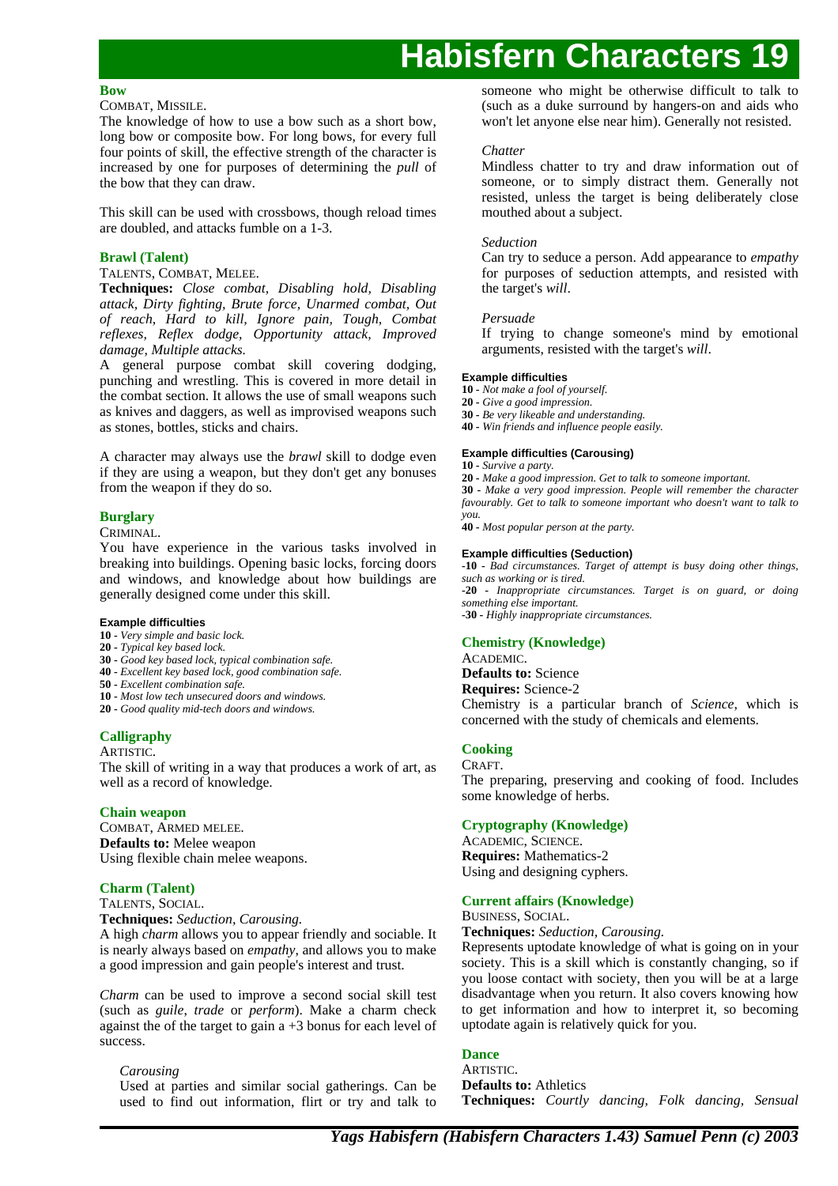### Bow

COMBAT, MISSILE.

The knowledge of how to use a bow such as a short bow, long bow or composite bow. For long bows, for every full four points of skill, the effective strength of the character is increased by one for purposes of determining the *pull* of the bow that they can draw.

This skill can be used with crossbows, though reload times are doubled, and attacks fumble on a 1-3.

### Brawl (Talent)

TALENTS, COMBAT, MELEE.

**Techniques:** *Close combat, Disabling hold, Disabling attack, Dirty fighting, Brute force, Unarmed combat, Out of reach, Hard to kill, Ignore pain, Tough, Combat reflexes, Reflex dodge, Opportunity attack, Improved damage, Multiple attacks.*

A general purpose combat skill covering dodging, punching and wrestling. This is covered in more detail in the combat section. It allows the use of small weapons such as knives and daggers, as well as improvised weapons such as stones, bottles, sticks and chairs.

A character may always use the *brawl* skill to dodge even if they are using a weapon, but they don't get any bonuses from the weapon if they do so.

### Burglary

CRIMINAL.

You have experience in the various tasks involved in breaking into buildings. Opening basic locks, forcing doors and windows, and knowledge about how buildings are generally designed come under this skill.

**Example difficulties**

**10 -** *Very simple and basic lock.*
**20 -** *Typical key based lock.*
**30 -** *Good key based lock, typical combination safe.*
**40 -** *Excellent key based lock, good combination safe.*
**50 -** *Excellent combination safe.*
**10 -** *Most low tech unsecured doors and windows.*
**20 -** *Good quality mid-tech doors and windows.*

### Calligraphy

ARTISTIC.

The skill of writing in a way that produces a work of art, as well as a record of knowledge.

### Chain weapon

COMBAT, ARMED MELEE.

**Defaults to:** Melee weapon

Using flexible chain melee weapons.

### Charm (Talent)

TALENTS, SOCIAL.

**Techniques:** *Seduction, Carousing.*

A high *charm* allows you to appear friendly and sociable. It is nearly always based on *empathy*, and allows you to make a good impression and gain people's interest and trust.

*Charm* can be used to improve a second social skill test (such as *guile*, *trade* or *perform*). Make a charm check against the of the target to gain a +3 bonus for each level of success.

*Carousing*

Used at parties and similar social gatherings. Can be used to find out information, flirt or try and talk to someone who might be otherwise difficult to talk to (such as a duke surround by hangers-on and aids who won't let anyone else near him). Generally not resisted.

*Chatter*

Mindless chatter to try and draw information out of someone, or to simply distract them. Generally not resisted, unless the target is being deliberately close mouthed about a subject.

*Seduction*

Can try to seduce a person. Add appearance to *empathy* for purposes of seduction attempts, and resisted with the target's *will*.

*Persuade*

If trying to change someone's mind by emotional arguments, resisted with the target's *will*.

**Example difficulties**

**10 -** *Not make a fool of yourself.*
**20 -** *Give a good impression.*
**30 -** *Be very likeable and understanding.*
**40 -** *Win friends and influence people easily.*

**Example difficulties (Carousing)**

**10 -** *Survive a party.*
**20 -** *Make a good impression. Get to talk to someone important.*
**30 -** *Make a very good impression. People will remember the character favourably. Get to talk to someone important who doesn't want to talk to you.*
**40 -** *Most popular person at the party.*

**Example difficulties (Seduction)**

**-10 -** *Bad circumstances. Target of attempt is busy doing other things, such as working or is tired.*
**-20 -** *Inappropriate circumstances. Target is on guard, or doing something else important.*
**-30 -** *Highly inappropriate circumstances.*

### Chemistry (Knowledge)

ACADEMIC.

**Defaults to:** Science

**Requires:** Science-2

Chemistry is a particular branch of *Science*, which is concerned with the study of chemicals and elements.

### Cooking

CRAFT.

The preparing, preserving and cooking of food. Includes some knowledge of herbs.

### Cryptography (Knowledge)

ACADEMIC, SCIENCE.

**Requires:** Mathematics-2

Using and designing cyphers.

### Current affairs (Knowledge)

BUSINESS, SOCIAL.

**Techniques:** *Seduction, Carousing.*

Represents uptodate knowledge of what is going on in your society. This is a skill which is constantly changing, so if you loose contact with society, then you will be at a large disadvantage when you return. It also covers knowing how to get information and how to interpret it, so becoming uptodate again is relatively quick for you.

### Dance

ARTISTIC.

**Defaults to:** Athletics

**Techniques:** *Courtly dancing, Folk dancing, Sensual*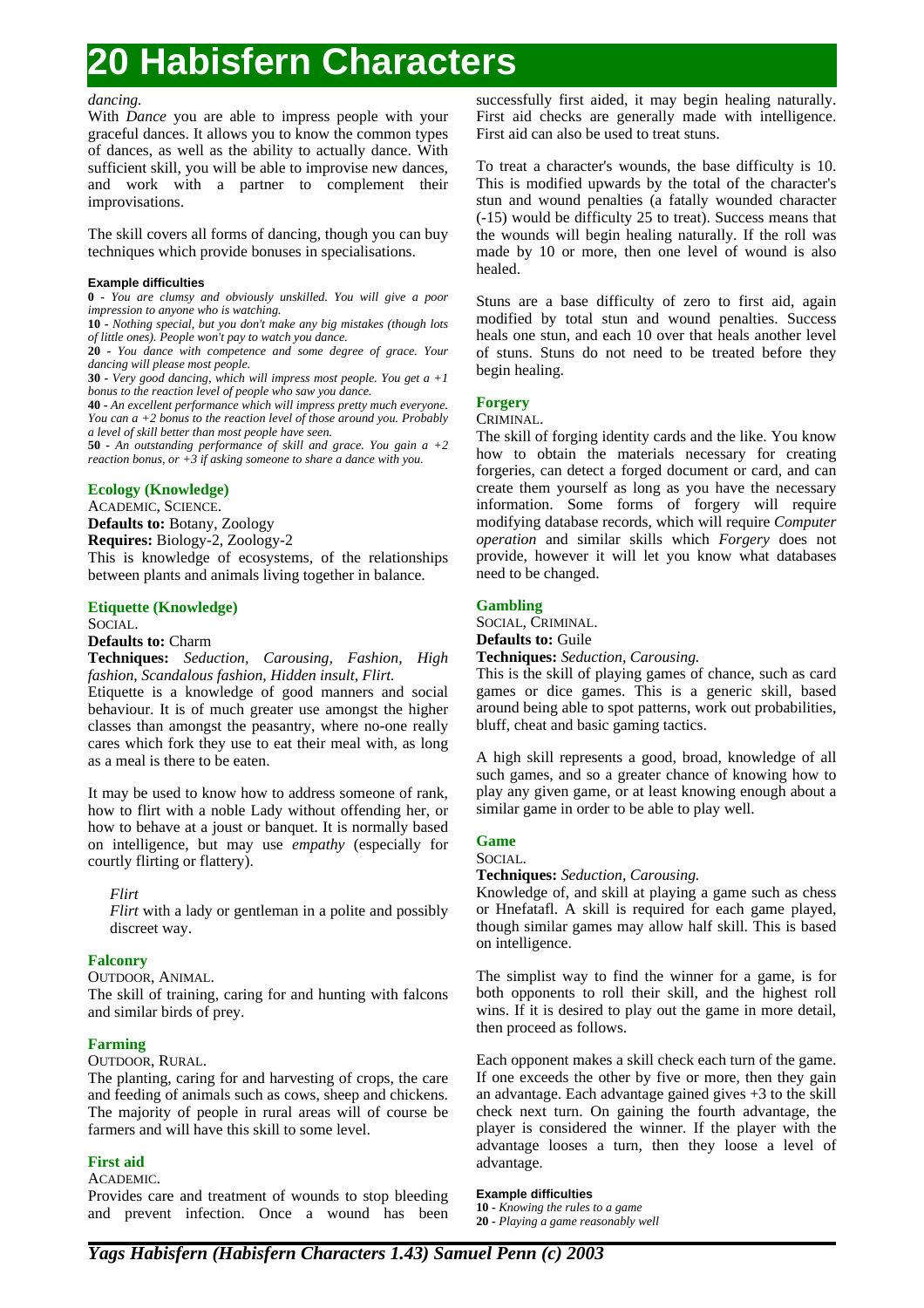*dancing.*

With *Dance* you are able to impress people with your graceful dances. It allows you to know the common types of dances, as well as the ability to actually dance. With sufficient skill, you will be able to improvise new dances, and work with a partner to complement their improvisations.

The skill covers all forms of dancing, though you can buy techniques which provide bonuses in specialisations.

**Example difficulties**

**0** - *You are clumsy and obviously unskilled. You will give a poor impression to anyone who is watching.*

**10** - *Nothing special, but you don't make any big mistakes (though lots of little ones). People won't pay to watch you dance.*

**20** - *You dance with competence and some degree of grace. Your dancing will please most people.*

**30** - *Very good dancing, which will impress most people. You get a +1 bonus to the reaction level of people who saw you dance.*

**40** - *An excellent performance which will impress pretty much everyone. You can a +2 bonus to the reaction level of those around you. Probably a level of skill better than most people have seen.*

**50** - *An outstanding performance of skill and grace. You gain a +2 reaction bonus, or +3 if asking someone to share a dance with you.*

### Ecology (Knowledge)

ACADEMIC, SCIENCE.

**Defaults to:** Botany, Zoology

**Requires:** Biology-2, Zoology-2

This is knowledge of ecosystems, of the relationships between plants and animals living together in balance.

### Etiquette (Knowledge)

SOCIAL.

**Defaults to:** Charm

**Techniques:** *Seduction, Carousing, Fashion, High fashion, Scandalous fashion, Hidden insult, Flirt.*

Etiquette is a knowledge of good manners and social behaviour. It is of much greater use amongst the higher classes than amongst the peasantry, where no-one really cares which fork they use to eat their meal with, as long as a meal is there to be eaten.

It may be used to know how to address someone of rank, how to flirt with a noble Lady without offending her, or how to behave at a joust or banquet. It is normally based on intelligence, but may use *empathy* (especially for courtly flirting or flattery).

> *Flirt*
>
> *Flirt* with a lady or gentleman in a polite and possibly discreet way.

### Falconry

OUTDOOR, ANIMAL.

The skill of training, caring for and hunting with falcons and similar birds of prey.

### Farming

OUTDOOR, RURAL.

The planting, caring for and harvesting of crops, the care and feeding of animals such as cows, sheep and chickens. The majority of people in rural areas will of course be farmers and will have this skill to some level.

### First aid

ACADEMIC.

Provides care and treatment of wounds to stop bleeding and prevent infection. Once a wound has been successfully first aided, it may begin healing naturally. First aid checks are generally made with intelligence. First aid can also be used to treat stuns.

To treat a character's wounds, the base difficulty is 10. This is modified upwards by the total of the character's stun and wound penalties (a fatally wounded character (-15) would be difficulty 25 to treat). Success means that the wounds will begin healing naturally. If the roll was made by 10 or more, then one level of wound is also healed.

Stuns are a base difficulty of zero to first aid, again modified by total stun and wound penalties. Success heals one stun, and each 10 over that heals another level of stuns. Stuns do not need to be treated before they begin healing.

### Forgery

CRIMINAL.

The skill of forging identity cards and the like. You know how to obtain the materials necessary for creating forgeries, can detect a forged document or card, and can create them yourself as long as you have the necessary information. Some forms of forgery will require modifying database records, which will require *Computer operation* and similar skills which *Forgery* does not provide, however it will let you know what databases need to be changed.

### Gambling

SOCIAL, CRIMINAL.

**Defaults to:** Guile

**Techniques:** *Seduction, Carousing.*

This is the skill of playing games of chance, such as card games or dice games. This is a generic skill, based around being able to spot patterns, work out probabilities, bluff, cheat and basic gaming tactics.

A high skill represents a good, broad, knowledge of all such games, and so a greater chance of knowing how to play any given game, or at least knowing enough about a similar game in order to be able to play well.

### Game

SOCIAL.

**Techniques:** *Seduction, Carousing.*

Knowledge of, and skill at playing a game such as chess or Hnefatafl. A skill is required for each game played, though similar games may allow half skill. This is based on intelligence.

The simplist way to find the winner for a game, is for both opponents to roll their skill, and the highest roll wins. If it is desired to play out the game in more detail, then proceed as follows.

Each opponent makes a skill check each turn of the game. If one exceeds the other by five or more, then they gain an advantage. Each advantage gained gives +3 to the skill check next turn. On gaining the fourth advantage, the player is considered the winner. If the player with the advantage looses a turn, then they loose a level of advantage.

**Example difficulties**

**10** - *Knowing the rules to a game*

**20** - *Playing a game reasonably well*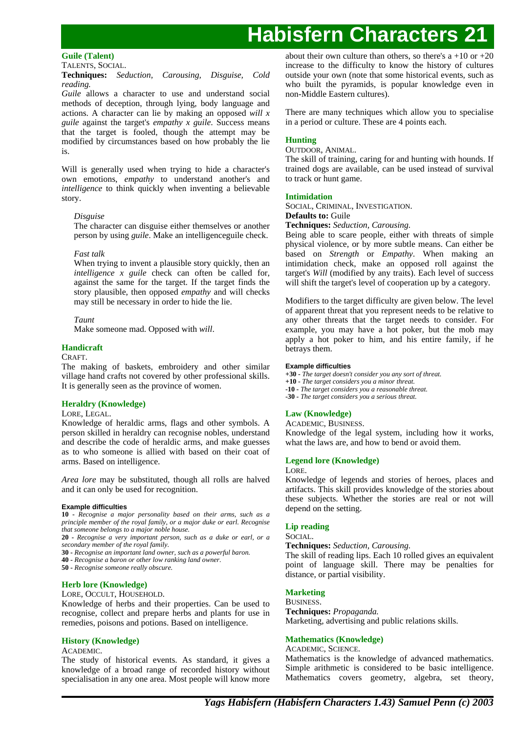### Guile (Talent)

TALENTS, SOCIAL.

**Techniques:** *Seduction, Carousing, Disguise, Cold reading.*

*Guile* allows a character to use and understand social methods of deception, through lying, body language and actions. A character can lie by making an opposed *will x guile* against the target's *empathy x guile*. Success means that the target is fooled, though the attempt may be modified by circumstances based on how probably the lie is.

Will is generally used when trying to hide a character's own emotions, *empathy* to understand another's and *intelligence* to think quickly when inventing a believable story.

> *Disguise*
>
> The character can disguise either themselves or another person by using *guile*. Make an intelligenceguile check.
>
> *Fast talk*
>
> When trying to invent a plausible story quickly, then an *intelligence x guile* check can often be called for, against the same for the target. If the target finds the story plausible, then opposed *empathy* and will checks may still be necessary in order to hide the lie.
>
> *Taunt*
>
> Make someone mad. Opposed with *will*.

### Handicraft

CRAFT.

The making of baskets, embroidery and other similar village hand crafts not covered by other professional skills. It is generally seen as the province of women.

### Heraldry (Knowledge)

LORE, LEGAL.

Knowledge of heraldic arms, flags and other symbols. A person skilled in heraldry can recognise nobles, understand and describe the code of heraldic arms, and make guesses as to who someone is allied with based on their coat of arms. Based on intelligence.

*Area lore* may be substituted, though all rolls are halved and it can only be used for recognition.

**Example difficulties**

**10** - *Recognise a major personality based on their arms, such as a principle member of the royal family, or a major duke or earl. Recognise that someone belongs to a major noble house.*

**20** - *Recognise a very important person, such as a duke or earl, or a secondary member of the royal family.*

**30** - *Recognise an important land owner, such as a powerful baron.*

**40** - *Recognise a baron or other low ranking land owner.*

**50** - *Recognise someone really obscure.*

### Herb lore (Knowledge)

LORE, OCCULT, HOUSEHOLD.

Knowledge of herbs and their properties. Can be used to recognise, collect and prepare herbs and plants for use in remedies, poisons and potions. Based on intelligence.

### History (Knowledge)

ACADEMIC.

The study of historical events. As standard, it gives a knowledge of a broad range of recorded history without specialisation in any one area. Most people will know more about their own culture than others, so there's a +10 or +20 increase to the difficulty to know the history of cultures outside your own (note that some historical events, such as who built the pyramids, is popular knowledge even in non-Middle Eastern cultures).

There are many techniques which allow you to specialise in a period or culture. These are 4 points each.

### Hunting

OUTDOOR, ANIMAL.

The skill of training, caring for and hunting with hounds. If trained dogs are available, can be used instead of survival to track or hunt game.

### Intimidation

SOCIAL, CRIMINAL, INVESTIGATION.

**Defaults to:** Guile

**Techniques:** *Seduction, Carousing.*

Being able to scare people, either with threats of simple physical violence, or by more subtle means. Can either be based on *Strength* or *Empathy*. When making an intimidation check, make an opposed roll against the target's *Will* (modified by any traits). Each level of success will shift the target's level of cooperation up by a category.

Modifiers to the target difficulty are given below. The level of apparent threat that you represent needs to be relative to any other threats that the target needs to consider. For example, you may have a hot poker, but the mob may apply a hot poker to him, and his entire family, if he betrays them.

**Example difficulties**

**+30** - *The target doesn't consider you any sort of threat.*

**+10** - *The target considers you a minor threat.*

**-10** - *The target considers you a reasonable threat.*

**-30** - *The target considers you a serious threat.*

### Law (Knowledge)

ACADEMIC, BUSINESS.

Knowledge of the legal system, including how it works, what the laws are, and how to bend or avoid them.

### Legend lore (Knowledge)

LORE.

Knowledge of legends and stories of heroes, places and artifacts. This skill provides knowledge of the stories about these subjects. Whether the stories are real or not will depend on the setting.

### Lip reading

SOCIAL.

**Techniques:** *Seduction, Carousing.*

The skill of reading lips. Each 10 rolled gives an equivalent point of language skill. There may be penalties for distance, or partial visibility.

### Marketing

BUSINESS.

**Techniques:** *Propaganda.*

Marketing, advertising and public relations skills.

### Mathematics (Knowledge)

ACADEMIC, SCIENCE.

Mathematics is the knowledge of advanced mathematics. Simple arithmetic is considered to be basic intelligence. Mathematics covers geometry, algebra, set theory,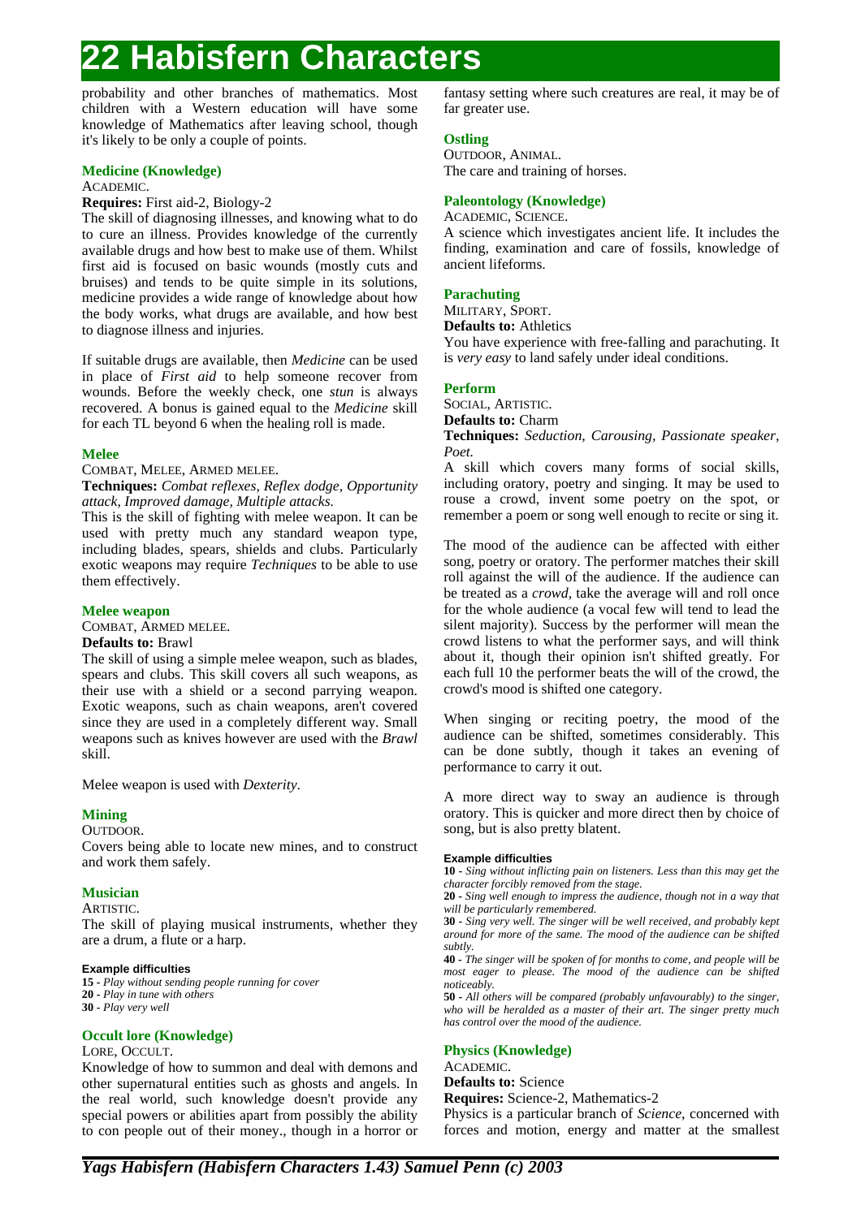probability and other branches of mathematics. Most children with a Western education will have some knowledge of Mathematics after leaving school, though it's likely to be only a couple of points.

### Medicine (Knowledge)

ACADEMIC.

**Requires:** First aid-2, Biology-2

The skill of diagnosing illnesses, and knowing what to do to cure an illness. Provides knowledge of the currently available drugs and how best to make use of them. Whilst first aid is focused on basic wounds (mostly cuts and bruises) and tends to be quite simple in its solutions, medicine provides a wide range of knowledge about how the body works, what drugs are available, and how best to diagnose illness and injuries.

If suitable drugs are available, then *Medicine* can be used in place of *First aid* to help someone recover from wounds. Before the weekly check, one *stun* is always recovered. A bonus is gained equal to the *Medicine* skill for each TL beyond 6 when the healing roll is made.

### Melee

COMBAT, MELEE, ARMED MELEE.

**Techniques:** *Combat reflexes, Reflex dodge, Opportunity attack, Improved damage, Multiple attacks.*

This is the skill of fighting with melee weapon. It can be used with pretty much any standard weapon type, including blades, spears, shields and clubs. Particularly exotic weapons may require *Techniques* to be able to use them effectively.

### Melee weapon

COMBAT, ARMED MELEE.

**Defaults to:** Brawl

The skill of using a simple melee weapon, such as blades, spears and clubs. This skill covers all such weapons, as their use with a shield or a second parrying weapon. Exotic weapons, such as chain weapons, aren't covered since they are used in a completely different way. Small weapons such as knives however are used with the *Brawl* skill.

Melee weapon is used with *Dexterity*.

### Mining

OUTDOOR.

Covers being able to locate new mines, and to construct and work them safely.

### Musician

ARTISTIC.

The skill of playing musical instruments, whether they are a drum, a flute or a harp.

#### Example difficulties

**15** - *Play without sending people running for cover*
**20** - *Play in tune with others*
**30** - *Play very well*

### Occult lore (Knowledge)

LORE, OCCULT.

Knowledge of how to summon and deal with demons and other supernatural entities such as ghosts and angels. In the real world, such knowledge doesn't provide any special powers or abilities apart from possibly the ability to con people out of their money., though in a horror or fantasy setting where such creatures are real, it may be of far greater use.

### Ostling

OUTDOOR, ANIMAL.

The care and training of horses.

### Paleontology (Knowledge)

ACADEMIC, SCIENCE.

A science which investigates ancient life. It includes the finding, examination and care of fossils, knowledge of ancient lifeforms.

### Parachuting

MILITARY, SPORT.

**Defaults to:** Athletics

You have experience with free-falling and parachuting. It is *very easy* to land safely under ideal conditions.

### Perform

SOCIAL, ARTISTIC.

**Defaults to:** Charm

**Techniques:** *Seduction, Carousing, Passionate speaker, Poet.*

A skill which covers many forms of social skills, including oratory, poetry and singing. It may be used to rouse a crowd, invent some poetry on the spot, or remember a poem or song well enough to recite or sing it.

The mood of the audience can be affected with either song, poetry or oratory. The performer matches their skill roll against the will of the audience. If the audience can be treated as a *crowd*, take the average will and roll once for the whole audience (a vocal few will tend to lead the silent majority). Success by the performer will mean the crowd listens to what the performer says, and will think about it, though their opinion isn't shifted greatly. For each full 10 the performer beats the will of the crowd, the crowd's mood is shifted one category.

When singing or reciting poetry, the mood of the audience can be shifted, sometimes considerably. This can be done subtly, though it takes an evening of performance to carry it out.

A more direct way to sway an audience is through oratory. This is quicker and more direct then by choice of song, but is also pretty blatent.

#### Example difficulties

**10** - *Sing without inflicting pain on listeners. Less than this may get the character forcibly removed from the stage.*
**20** - *Sing well enough to impress the audience, though not in a way that will be particularly remembered.*
**30** - *Sing very well. The singer will be well received, and probably kept around for more of the same. The mood of the audience can be shifted subtly.*
**40** - *The singer will be spoken of for months to come, and people will be most eager to please. The mood of the audience can be shifted noticeably.*
**50** - *All others will be compared (probably unfavourably) to the singer, who will be heralded as a master of their art. The singer pretty much has control over the mood of the audience.*

### Physics (Knowledge)

ACADEMIC.

**Defaults to:** Science

**Requires:** Science-2, Mathematics-2

Physics is a particular branch of *Science*, concerned with forces and motion, energy and matter at the smallest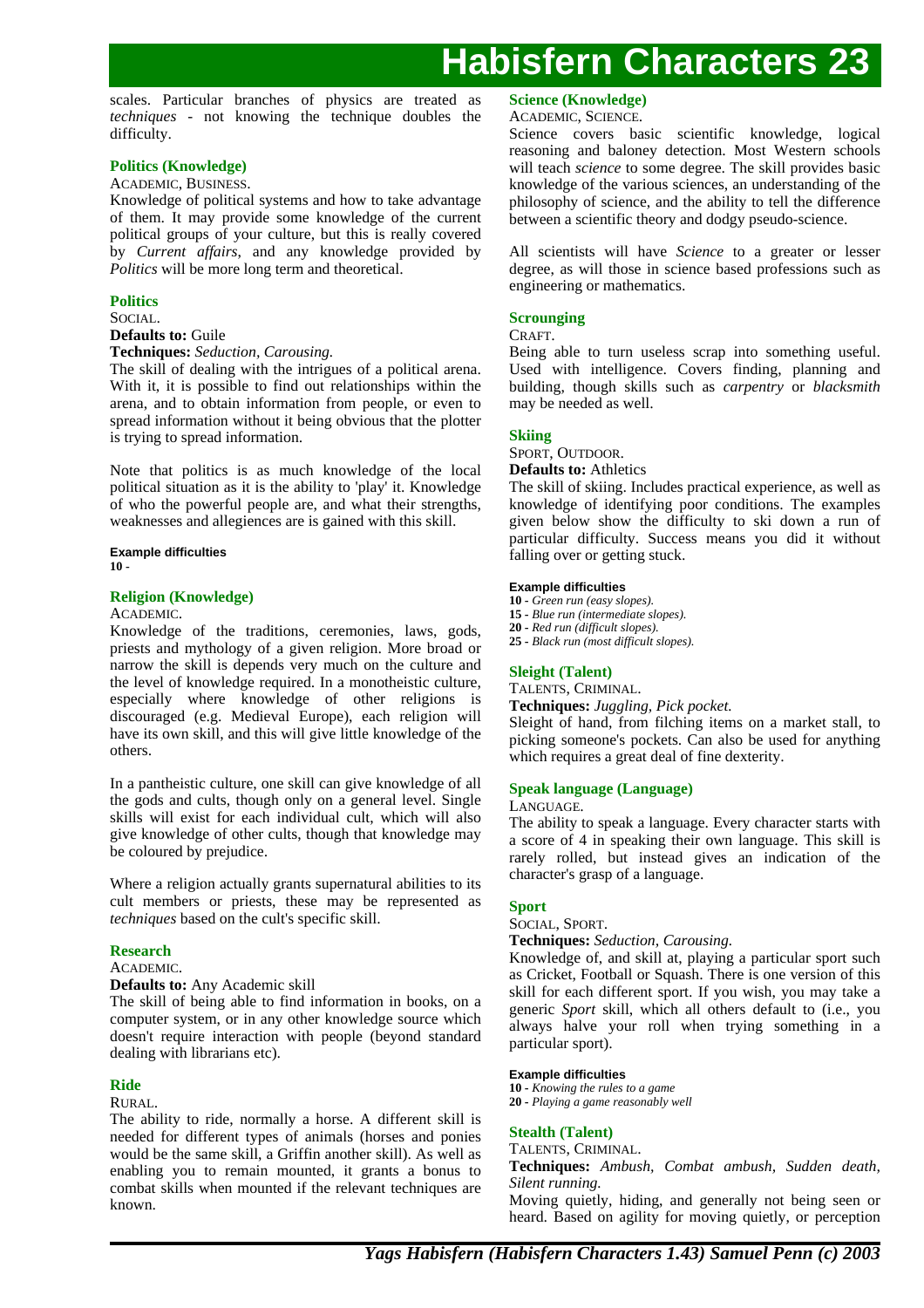scales. Particular branches of physics are treated as *techniques* - not knowing the technique doubles the difficulty.

### Politics (Knowledge)

ACADEMIC, BUSINESS.

Knowledge of political systems and how to take advantage of them. It may provide some knowledge of the current political groups of your culture, but this is really covered by *Current affairs*, and any knowledge provided by *Politics* will be more long term and theoretical.

### Politics

SOCIAL.

**Defaults to:** Guile

**Techniques:** *Seduction, Carousing.*

The skill of dealing with the intrigues of a political arena. With it, it is possible to find out relationships within the arena, and to obtain information from people, or even to spread information without it being obvious that the plotter is trying to spread information.

Note that politics is as much knowledge of the local political situation as it is the ability to 'play' it. Knowledge of who the powerful people are, and what their strengths, weaknesses and allegiences are is gained with this skill.

#### Example difficulties

**10** -

### Religion (Knowledge)

ACADEMIC.

Knowledge of the traditions, ceremonies, laws, gods, priests and mythology of a given religion. More broad or narrow the skill is depends very much on the culture and the level of knowledge required. In a monotheistic culture, especially where knowledge of other religions is discouraged (e.g. Medieval Europe), each religion will have its own skill, and this will give little knowledge of the others.

In a pantheistic culture, one skill can give knowledge of all the gods and cults, though only on a general level. Single skills will exist for each individual cult, which will also give knowledge of other cults, though that knowledge may be coloured by prejudice.

Where a religion actually grants supernatural abilities to its cult members or priests, these may be represented as *techniques* based on the cult's specific skill.

### Research

ACADEMIC.

**Defaults to:** Any Academic skill

The skill of being able to find information in books, on a computer system, or in any other knowledge source which doesn't require interaction with people (beyond standard dealing with librarians etc).

### Ride

RURAL.

The ability to ride, normally a horse. A different skill is needed for different types of animals (horses and ponies would be the same skill, a Griffin another skill). As well as enabling you to remain mounted, it grants a bonus to combat skills when mounted if the relevant techniques are known.

### Science (Knowledge)

ACADEMIC, SCIENCE.

Science covers basic scientific knowledge, logical reasoning and baloney detection. Most Western schools will teach *science* to some degree. The skill provides basic knowledge of the various sciences, an understanding of the philosophy of science, and the ability to tell the difference between a scientific theory and dodgy pseudo-science.

All scientists will have *Science* to a greater or lesser degree, as will those in science based professions such as engineering or mathematics.

### Scrounging

CRAFT.

Being able to turn useless scrap into something useful. Used with intelligence. Covers finding, planning and building, though skills such as *carpentry* or *blacksmith* may be needed as well.

### Skiing

SPORT, OUTDOOR.

**Defaults to:** Athletics

The skill of skiing. Includes practical experience, as well as knowledge of identifying poor conditions. The examples given below show the difficulty to ski down a run of particular difficulty. Success means you did it without falling over or getting stuck.

#### Example difficulties

**10** - *Green run (easy slopes).*
**15** - *Blue run (intermediate slopes).*
**20** - *Red run (difficult slopes).*
**25** - *Black run (most difficult slopes).*

### Sleight (Talent)

TALENTS, CRIMINAL.

**Techniques:** *Juggling, Pick pocket.*

Sleight of hand, from filching items on a market stall, to picking someone's pockets. Can also be used for anything which requires a great deal of fine dexterity.

### Speak language (Language)

LANGUAGE.

The ability to speak a language. Every character starts with a score of 4 in speaking their own language. This skill is rarely rolled, but instead gives an indication of the character's grasp of a language.

### Sport

SOCIAL, SPORT.

**Techniques:** *Seduction, Carousing.*

Knowledge of, and skill at, playing a particular sport such as Cricket, Football or Squash. There is one version of this skill for each different sport. If you wish, you may take a generic *Sport* skill, which all others default to (i.e., you always halve your roll when trying something in a particular sport).

#### Example difficulties

**10** - *Knowing the rules to a game*
**20** - *Playing a game reasonably well*

### Stealth (Talent)

TALENTS, CRIMINAL.

**Techniques:** *Ambush, Combat ambush, Sudden death, Silent running.*

Moving quietly, hiding, and generally not being seen or heard. Based on agility for moving quietly, or perception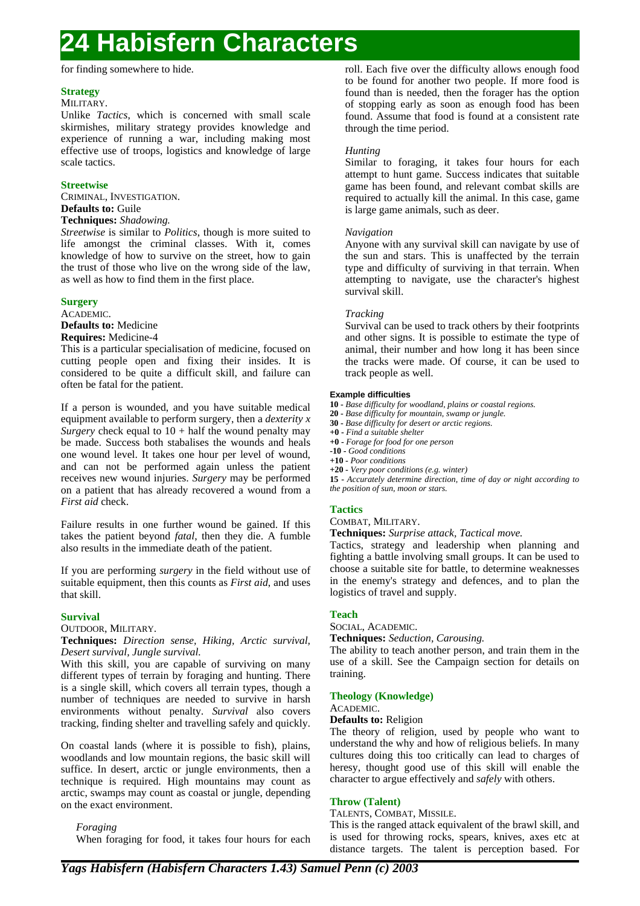for finding somewhere to hide.

### Strategy

MILITARY.

Unlike *Tactics*, which is concerned with small scale skirmishes, military strategy provides knowledge and experience of running a war, including making most effective use of troops, logistics and knowledge of large scale tactics.

### Streetwise

CRIMINAL, INVESTIGATION.

**Defaults to:** Guile

**Techniques:** *Shadowing.*

*Streetwise* is similar to *Politics*, though is more suited to life amongst the criminal classes. With it, comes knowledge of how to survive on the street, how to gain the trust of those who live on the wrong side of the law, as well as how to find them in the first place.

### Surgery

ACADEMIC.

**Defaults to:** Medicine

**Requires:** Medicine-4

This is a particular specialisation of medicine, focused on cutting people open and fixing their insides. It is considered to be quite a difficult skill, and failure can often be fatal for the patient.

If a person is wounded, and you have suitable medical equipment available to perform surgery, then a *dexterity x Surgery* check equal to 10 + half the wound penalty may be made. Success both stabalises the wounds and heals one wound level. It takes one hour per level of wound, and can not be performed again unless the patient receives new wound injuries. *Surgery* may be performed on a patient that has already recovered a wound from a *First aid* check.

Failure results in one further wound be gained. If this takes the patient beyond *fatal*, then they die. A fumble also results in the immediate death of the patient.

If you are performing *surgery* in the field without use of suitable equipment, then this counts as *First aid*, and uses that skill.

### Survival

OUTDOOR, MILITARY.

**Techniques:** *Direction sense, Hiking, Arctic survival, Desert survival, Jungle survival.*

With this skill, you are capable of surviving on many different types of terrain by foraging and hunting. There is a single skill, which covers all terrain types, though a number of techniques are needed to survive in harsh environments without penalty. *Survival* also covers tracking, finding shelter and travelling safely and quickly.

On coastal lands (where it is possible to fish), plains, woodlands and low mountain regions, the basic skill will suffice. In desert, arctic or jungle environments, then a technique is required. High mountains may count as arctic, swamps may count as coastal or jungle, depending on the exact environment.

*Foraging*

When foraging for food, it takes four hours for each roll. Each five over the difficulty allows enough food to be found for another two people. If more food is found than is needed, then the forager has the option of stopping early as soon as enough food has been found. Assume that food is found at a consistent rate through the time period.

*Hunting*

Similar to foraging, it takes four hours for each attempt to hunt game. Success indicates that suitable game has been found, and relevant combat skills are required to actually kill the animal. In this case, game is large game animals, such as deer.

*Navigation*

Anyone with any survival skill can navigate by use of the sun and stars. This is unaffected by the terrain type and difficulty of surviving in that terrain. When attempting to navigate, use the character's highest survival skill.

*Tracking*

Survival can be used to track others by their footprints and other signs. It is possible to estimate the type of animal, their number and how long it has been since the tracks were made. Of course, it can be used to track people as well.

**Example difficulties**

- **10** - *Base difficulty for woodland, plains or coastal regions.*
- **20** - *Base difficulty for mountain, swamp or jungle.*
- **30** - *Base difficulty for desert or arctic regions.*
- **+0** - *Find a suitable shelter*
- **+0** - *Forage for food for one person*
- **-10** - *Good conditions*
- **+10** - *Poor conditions*
- **+20** - *Very poor conditions (e.g. winter)*
- **15** - *Accurately determine direction, time of day or night according to the position of sun, moon or stars.*

### Tactics

COMBAT, MILITARY.

**Techniques:** *Surprise attack, Tactical move.*

Tactics, strategy and leadership when planning and fighting a battle involving small groups. It can be used to choose a suitable site for battle, to determine weaknesses in the enemy's strategy and defences, and to plan the logistics of travel and supply.

### Teach

SOCIAL, ACADEMIC.

**Techniques:** *Seduction, Carousing.*

The ability to teach another person, and train them in the use of a skill. See the Campaign section for details on training.

### Theology (Knowledge)

ACADEMIC.

**Defaults to:** Religion

The theory of religion, used by people who want to understand the why and how of religious beliefs. In many cultures doing this too critically can lead to charges of heresy, thought good use of this skill will enable the character to argue effectively and *safely* with others.

### Throw (Talent)

TALENTS, COMBAT, MISSILE.

This is the ranged attack equivalent of the brawl skill, and is used for throwing rocks, spears, knives, axes etc at distance targets. The talent is perception based. For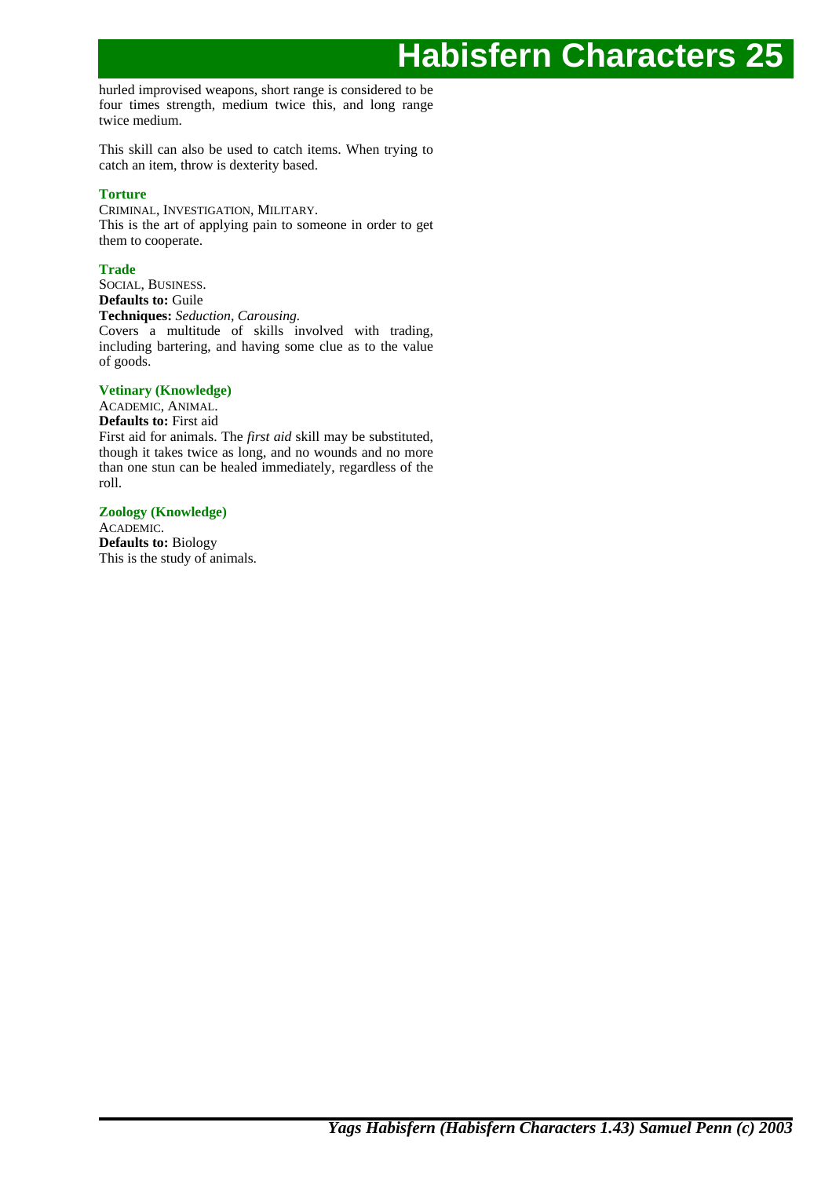hurled improvised weapons, short range is considered to be four times strength, medium twice this, and long range twice medium.

This skill can also be used to catch items. When trying to catch an item, throw is dexterity based.

### Torture

CRIMINAL, INVESTIGATION, MILITARY.
This is the art of applying pain to someone in order to get them to cooperate.

### Trade

SOCIAL, BUSINESS.
**Defaults to:** Guile
**Techniques:** *Seduction, Carousing.*
Covers a multitude of skills involved with trading, including bartering, and having some clue as to the value of goods.

### Vetinary (Knowledge)

ACADEMIC, ANIMAL.
**Defaults to:** First aid
First aid for animals. The *first aid* skill may be substituted, though it takes twice as long, and no wounds and no more than one stun can be healed immediately, regardless of the roll.

### Zoology (Knowledge)

ACADEMIC.
**Defaults to:** Biology
This is the study of animals.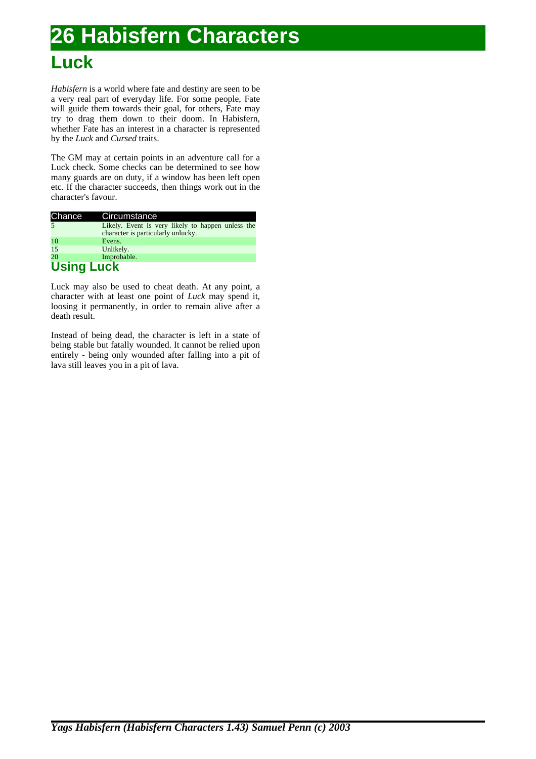# 26 Habisfern Characters

## Luck

*Habisfern* is a world where fate and destiny are seen to be a very real part of everyday life. For some people, Fate will guide them towards their goal, for others, Fate may try to drag them down to their doom. In Habisfern, whether Fate has an interest in a character is represented by the *Luck* and *Cursed* traits.

The GM may at certain points in an adventure call for a Luck check. Some checks can be determined to see how many guards are on duty, if a window has been left open etc. If the character succeeds, then things work out in the character's favour.

| Chance | Circumstance |
|---|---|
| 5 | Likely. Event is very likely to happen unless the character is particularly unlucky. |
| 10 | Evens. |
| 15 | Unlikely. |
| 20 | Improbable. |

## Using Luck

Luck may also be used to cheat death. At any point, a character with at least one point of *Luck* may spend it, loosing it permanently, in order to remain alive after a death result.

Instead of being dead, the character is left in a state of being stable but fatally wounded. It cannot be relied upon entirely - being only wounded after falling into a pit of lava still leaves you in a pit of lava.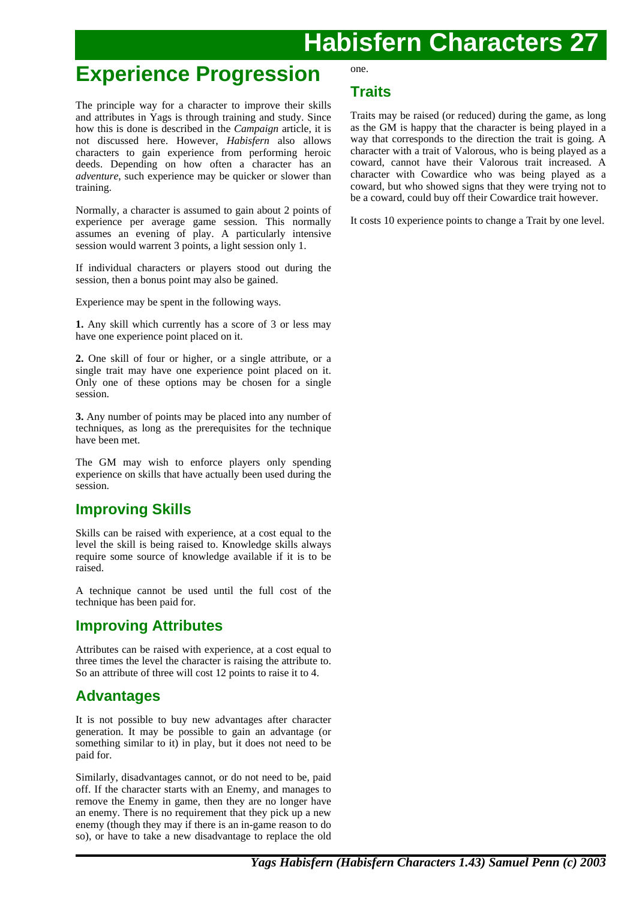# Experience Progression

The principle way for a character to improve their skills and attributes in Yags is through training and study. Since how this is done is described in the *Campaign* article, it is not discussed here. However, *Habisfern* also allows characters to gain experience from performing heroic deeds. Depending on how often a character has an *adventure*, such experience may be quicker or slower than training.

Normally, a character is assumed to gain about 2 points of experience per average game session. This normally assumes an evening of play. A particularly intensive session would warrent 3 points, a light session only 1.

If individual characters or players stood out during the session, then a bonus point may also be gained.

Experience may be spent in the following ways.

**1.** Any skill which currently has a score of 3 or less may have one experience point placed on it.

**2.** One skill of four or higher, or a single attribute, or a single trait may have one experience point placed on it. Only one of these options may be chosen for a single session.

**3.** Any number of points may be placed into any number of techniques, as long as the prerequisites for the technique have been met.

The GM may wish to enforce players only spending experience on skills that have actually been used during the session.

## Improving Skills

Skills can be raised with experience, at a cost equal to the level the skill is being raised to. Knowledge skills always require some source of knowledge available if it is to be raised.

A technique cannot be used until the full cost of the technique has been paid for.

## Improving Attributes

Attributes can be raised with experience, at a cost equal to three times the level the character is raising the attribute to. So an attribute of three will cost 12 points to raise it to 4.

## Advantages

It is not possible to buy new advantages after character generation. It may be possible to gain an advantage (or something similar to it) in play, but it does not need to be paid for.

Similarly, disadvantages cannot, or do not need to be, paid off. If the character starts with an Enemy, and manages to remove the Enemy in game, then they are no longer have an enemy. There is no requirement that they pick up a new enemy (though they may if there is an in-game reason to do so), or have to take a new disadvantage to replace the old one.

## Traits

Traits may be raised (or reduced) during the game, as long as the GM is happy that the character is being played in a way that corresponds to the direction the trait is going. A character with a trait of Valorous, who is being played as a coward, cannot have their Valorous trait increased. A character with Cowardice who was being played as a coward, but who showed signs that they were trying not to be a coward, could buy off their Cowardice trait however.

It costs 10 experience points to change a Trait by one level.